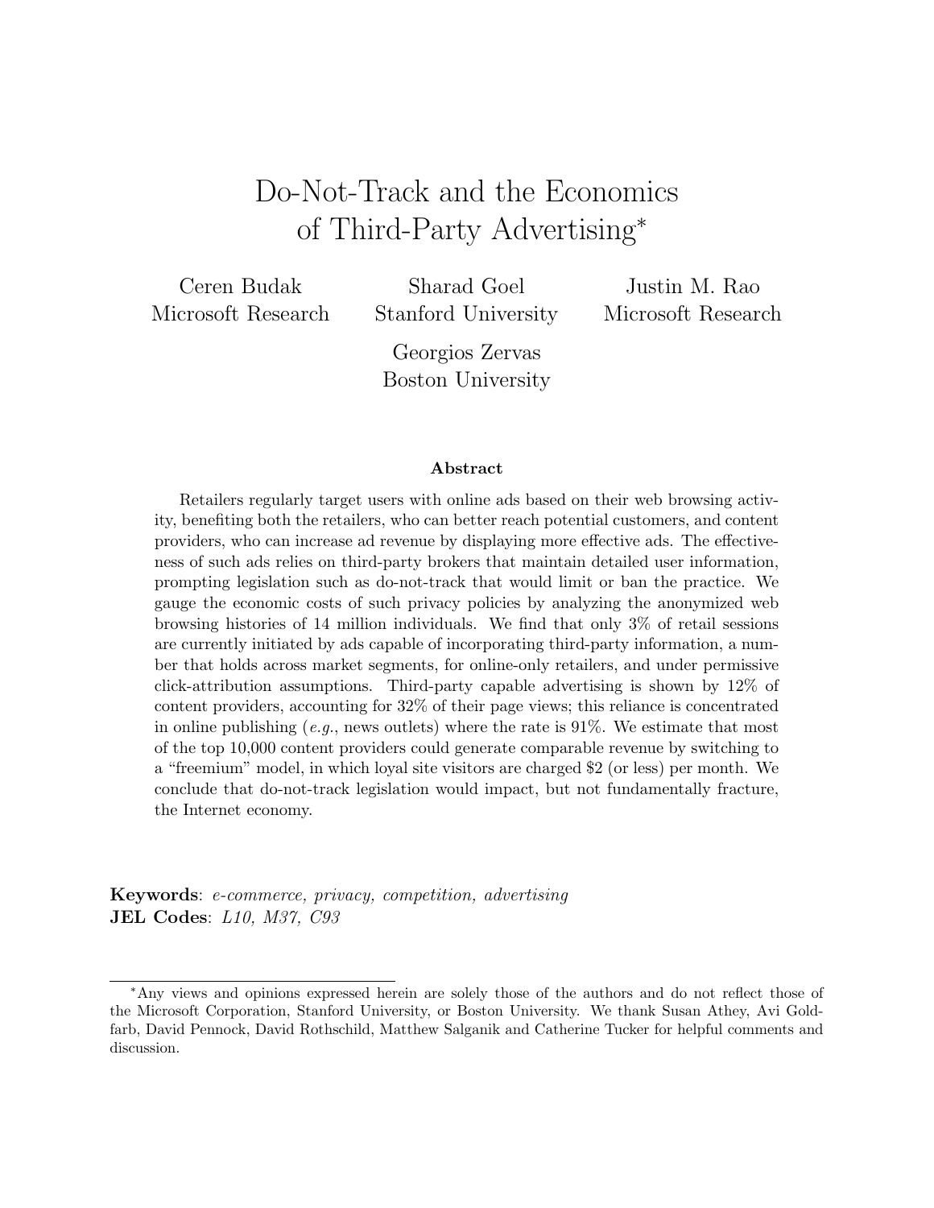# Do-Not-Track and the Economics of Third-Party Advertising[*]

Ceren Budak
Microsoft Research

Sharad Goel
Stanford University

Justin M. Rao
Microsoft Research

Georgios Zervas
Boston University

### Abstract

Retailers regularly target users with online ads based on their web browsing activity, benefiting both the retailers, who can better reach potential customers, and content providers, who can increase ad revenue by displaying more effective ads. The effectiveness of such ads relies on third-party brokers that maintain detailed user information, prompting legislation such as do-not-track that would limit or ban the practice. We gauge the economic costs of such privacy policies by analyzing the anonymized web browsing histories of 14 million individuals. We find that only 3% of retail sessions are currently initiated by ads capable of incorporating third-party information, a number that holds across market segments, for online-only retailers, and under permissive click-attribution assumptions. Third-party capable advertising is shown by 12% of content providers, accounting for 32% of their page views; this reliance is concentrated in online publishing (*e.g.*, news outlets) where the rate is 91%. We estimate that most of the top 10,000 content providers could generate comparable revenue by switching to a "freemium" model, in which loyal site visitors are charged $2 (or less) per month. We conclude that do-not-track legislation would impact, but not fundamentally fracture, the Internet economy.

**Keywords**: *e-commerce, privacy, competition, advertising*
**JEL Codes**: *L10, M37, C93*

---

[*] Any views and opinions expressed herein are solely those of the authors and do not reflect those of the Microsoft Corporation, Stanford University, or Boston University. We thank Susan Athey, Avi Goldfarb, David Pennock, David Rothschild, Matthew Salganik and Catherine Tucker for helpful comments and discussion.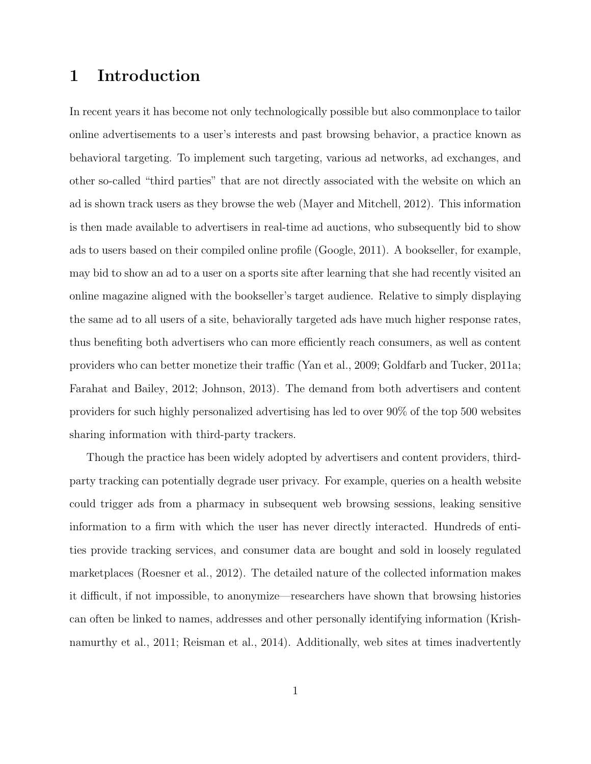# 1 Introduction

In recent years it has become not only technologically possible but also commonplace to tailor online advertisements to a user's interests and past browsing behavior, a practice known as behavioral targeting. To implement such targeting, various ad networks, ad exchanges, and other so-called "third parties" that are not directly associated with the website on which an ad is shown track users as they browse the web (Mayer and Mitchell, 2012). This information is then made available to advertisers in real-time ad auctions, who subsequently bid to show ads to users based on their compiled online profile (Google, 2011). A bookseller, for example, may bid to show an ad to a user on a sports site after learning that she had recently visited an online magazine aligned with the bookseller's target audience. Relative to simply displaying the same ad to all users of a site, behaviorally targeted ads have much higher response rates, thus benefiting both advertisers who can more efficiently reach consumers, as well as content providers who can better monetize their traffic (Yan et al., 2009; Goldfarb and Tucker, 2011a; Farahat and Bailey, 2012; Johnson, 2013). The demand from both advertisers and content providers for such highly personalized advertising has led to over 90% of the top 500 websites sharing information with third-party trackers.

Though the practice has been widely adopted by advertisers and content providers, third-party tracking can potentially degrade user privacy. For example, queries on a health website could trigger ads from a pharmacy in subsequent web browsing sessions, leaking sensitive information to a firm with which the user has never directly interacted. Hundreds of entities provide tracking services, and consumer data are bought and sold in loosely regulated marketplaces (Roesner et al., 2012). The detailed nature of the collected information makes it difficult, if not impossible, to anonymize—researchers have shown that browsing histories can often be linked to names, addresses and other personally identifying information (Krishnamurthy et al., 2011; Reisman et al., 2014). Additionally, web sites at times inadvertently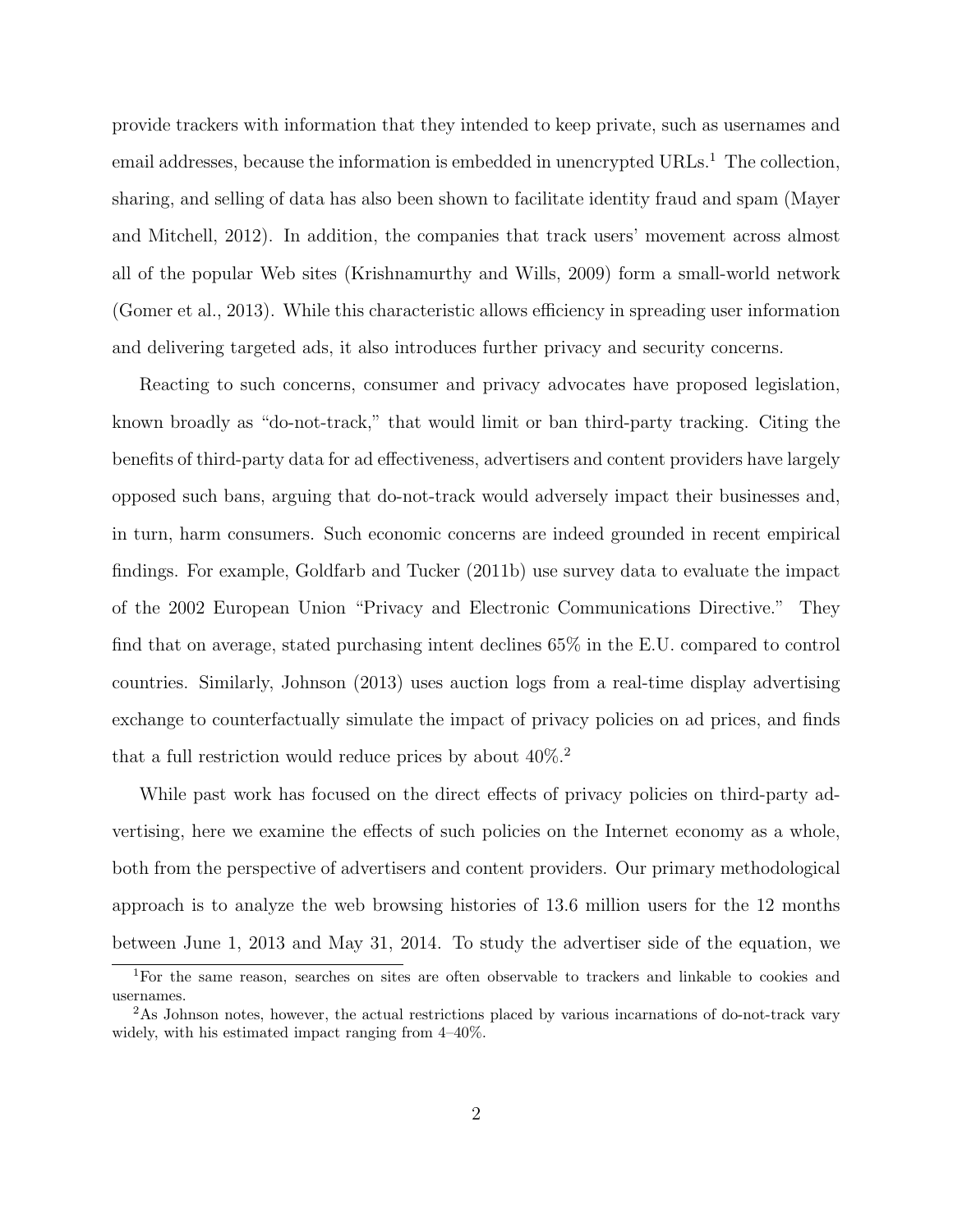provide trackers with information that they intended to keep private, such as usernames and email addresses, because the information is embedded in unencrypted URLs.[1] The collection, sharing, and selling of data has also been shown to facilitate identity fraud and spam (Mayer and Mitchell, 2012). In addition, the companies that track users' movement across almost all of the popular Web sites (Krishnamurthy and Wills, 2009) form a small-world network (Gomer et al., 2013). While this characteristic allows efficiency in spreading user information and delivering targeted ads, it also introduces further privacy and security concerns.

Reacting to such concerns, consumer and privacy advocates have proposed legislation, known broadly as "do-not-track," that would limit or ban third-party tracking. Citing the benefits of third-party data for ad effectiveness, advertisers and content providers have largely opposed such bans, arguing that do-not-track would adversely impact their businesses and, in turn, harm consumers. Such economic concerns are indeed grounded in recent empirical findings. For example, Goldfarb and Tucker (2011b) use survey data to evaluate the impact of the 2002 European Union "Privacy and Electronic Communications Directive." They find that on average, stated purchasing intent declines 65% in the E.U. compared to control countries. Similarly, Johnson (2013) uses auction logs from a real-time display advertising exchange to counterfactually simulate the impact of privacy policies on ad prices, and finds that a full restriction would reduce prices by about 40%.[2]

While past work has focused on the direct effects of privacy policies on third-party advertising, here we examine the effects of such policies on the Internet economy as a whole, both from the perspective of advertisers and content providers. Our primary methodological approach is to analyze the web browsing histories of 13.6 million users for the 12 months between June 1, 2013 and May 31, 2014. To study the advertiser side of the equation, we

[1] For the same reason, searches on sites are often observable to trackers and linkable to cookies and usernames.

[2] As Johnson notes, however, the actual restrictions placed by various incarnations of do-not-track vary widely, with his estimated impact ranging from 4–40%.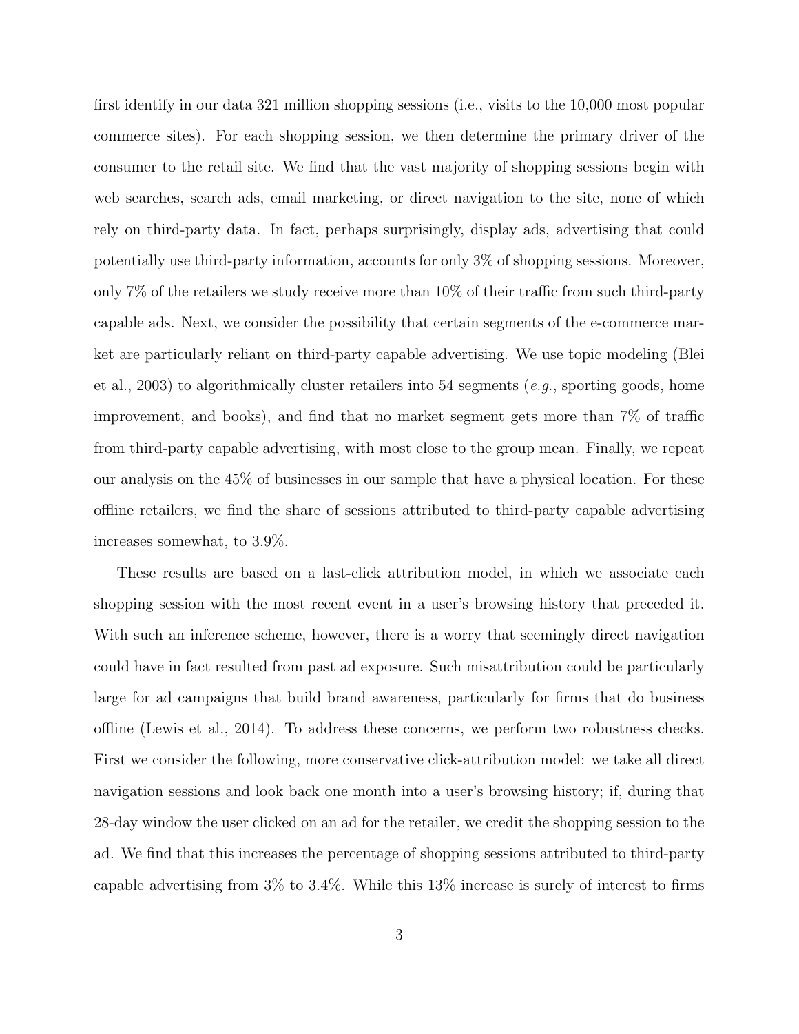first identify in our data 321 million shopping sessions (i.e., visits to the 10,000 most popular commerce sites). For each shopping session, we then determine the primary driver of the consumer to the retail site. We find that the vast majority of shopping sessions begin with web searches, search ads, email marketing, or direct navigation to the site, none of which rely on third-party data. In fact, perhaps surprisingly, display ads, advertising that could potentially use third-party information, accounts for only 3% of shopping sessions. Moreover, only 7% of the retailers we study receive more than 10% of their traffic from such third-party capable ads. Next, we consider the possibility that certain segments of the e-commerce market are particularly reliant on third-party capable advertising. We use topic modeling (Blei et al., 2003) to algorithmically cluster retailers into 54 segments (*e.g.*, sporting goods, home improvement, and books), and find that no market segment gets more than 7% of traffic from third-party capable advertising, with most close to the group mean. Finally, we repeat our analysis on the 45% of businesses in our sample that have a physical location. For these offline retailers, we find the share of sessions attributed to third-party capable advertising increases somewhat, to 3.9%.

These results are based on a last-click attribution model, in which we associate each shopping session with the most recent event in a user's browsing history that preceded it. With such an inference scheme, however, there is a worry that seemingly direct navigation could have in fact resulted from past ad exposure. Such misattribution could be particularly large for ad campaigns that build brand awareness, particularly for firms that do business offline (Lewis et al., 2014). To address these concerns, we perform two robustness checks. First we consider the following, more conservative click-attribution model: we take all direct navigation sessions and look back one month into a user's browsing history; if, during that 28-day window the user clicked on an ad for the retailer, we credit the shopping session to the ad. We find that this increases the percentage of shopping sessions attributed to third-party capable advertising from 3% to 3.4%. While this 13% increase is surely of interest to firms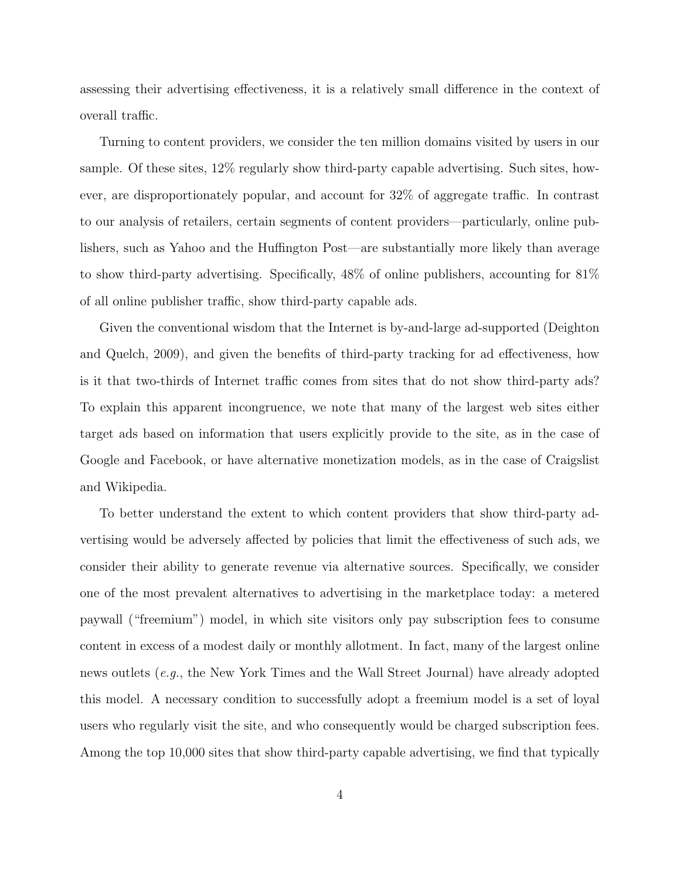assessing their advertising effectiveness, it is a relatively small difference in the context of overall traffic.

Turning to content providers, we consider the ten million domains visited by users in our sample. Of these sites, 12% regularly show third-party capable advertising. Such sites, however, are disproportionately popular, and account for 32% of aggregate traffic. In contrast to our analysis of retailers, certain segments of content providers—particularly, online publishers, such as Yahoo and the Huffington Post—are substantially more likely than average to show third-party advertising. Specifically, 48% of online publishers, accounting for 81% of all online publisher traffic, show third-party capable ads.

Given the conventional wisdom that the Internet is by-and-large ad-supported (Deighton and Quelch, 2009), and given the benefits of third-party tracking for ad effectiveness, how is it that two-thirds of Internet traffic comes from sites that do not show third-party ads? To explain this apparent incongruence, we note that many of the largest web sites either target ads based on information that users explicitly provide to the site, as in the case of Google and Facebook, or have alternative monetization models, as in the case of Craigslist and Wikipedia.

To better understand the extent to which content providers that show third-party advertising would be adversely affected by policies that limit the effectiveness of such ads, we consider their ability to generate revenue via alternative sources. Specifically, we consider one of the most prevalent alternatives to advertising in the marketplace today: a metered paywall ("freemium") model, in which site visitors only pay subscription fees to consume content in excess of a modest daily or monthly allotment. In fact, many of the largest online news outlets (*e.g.*, the New York Times and the Wall Street Journal) have already adopted this model. A necessary condition to successfully adopt a freemium model is a set of loyal users who regularly visit the site, and who consequently would be charged subscription fees. Among the top 10,000 sites that show third-party capable advertising, we find that typically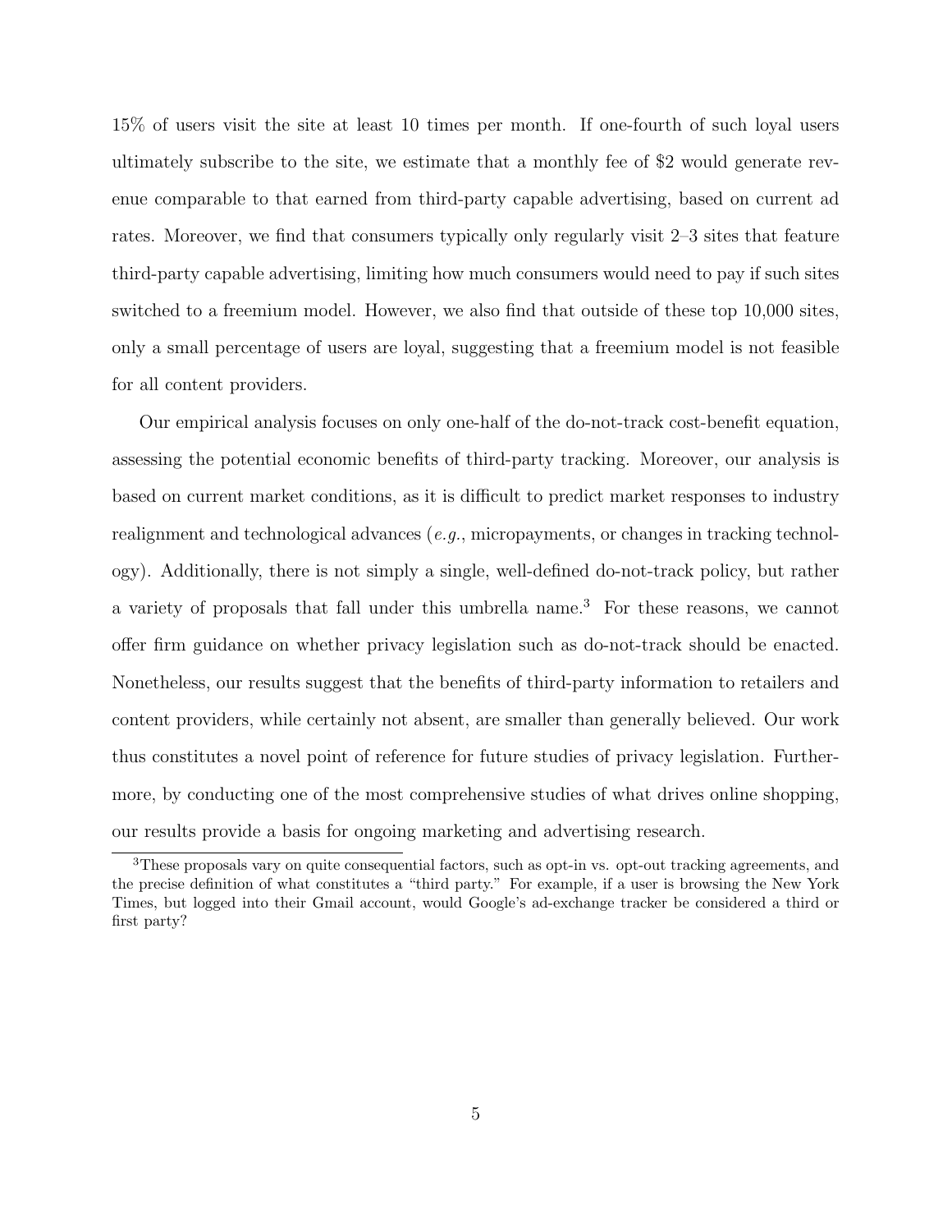15% of users visit the site at least 10 times per month. If one-fourth of such loyal users ultimately subscribe to the site, we estimate that a monthly fee of $2 would generate revenue comparable to that earned from third-party capable advertising, based on current ad rates. Moreover, we find that consumers typically only regularly visit 2–3 sites that feature third-party capable advertising, limiting how much consumers would need to pay if such sites switched to a freemium model. However, we also find that outside of these top 10,000 sites, only a small percentage of users are loyal, suggesting that a freemium model is not feasible for all content providers.

Our empirical analysis focuses on only one-half of the do-not-track cost-benefit equation, assessing the potential economic benefits of third-party tracking. Moreover, our analysis is based on current market conditions, as it is difficult to predict market responses to industry realignment and technological advances (*e.g.*, micropayments, or changes in tracking technology). Additionally, there is not simply a single, well-defined do-not-track policy, but rather a variety of proposals that fall under this umbrella name.[3] For these reasons, we cannot offer firm guidance on whether privacy legislation such as do-not-track should be enacted. Nonetheless, our results suggest that the benefits of third-party information to retailers and content providers, while certainly not absent, are smaller than generally believed. Our work thus constitutes a novel point of reference for future studies of privacy legislation. Furthermore, by conducting one of the most comprehensive studies of what drives online shopping, our results provide a basis for ongoing marketing and advertising research.

[3] These proposals vary on quite consequential factors, such as opt-in vs. opt-out tracking agreements, and the precise definition of what constitutes a "third party." For example, if a user is browsing the New York Times, but logged into their Gmail account, would Google's ad-exchange tracker be considered a third or first party?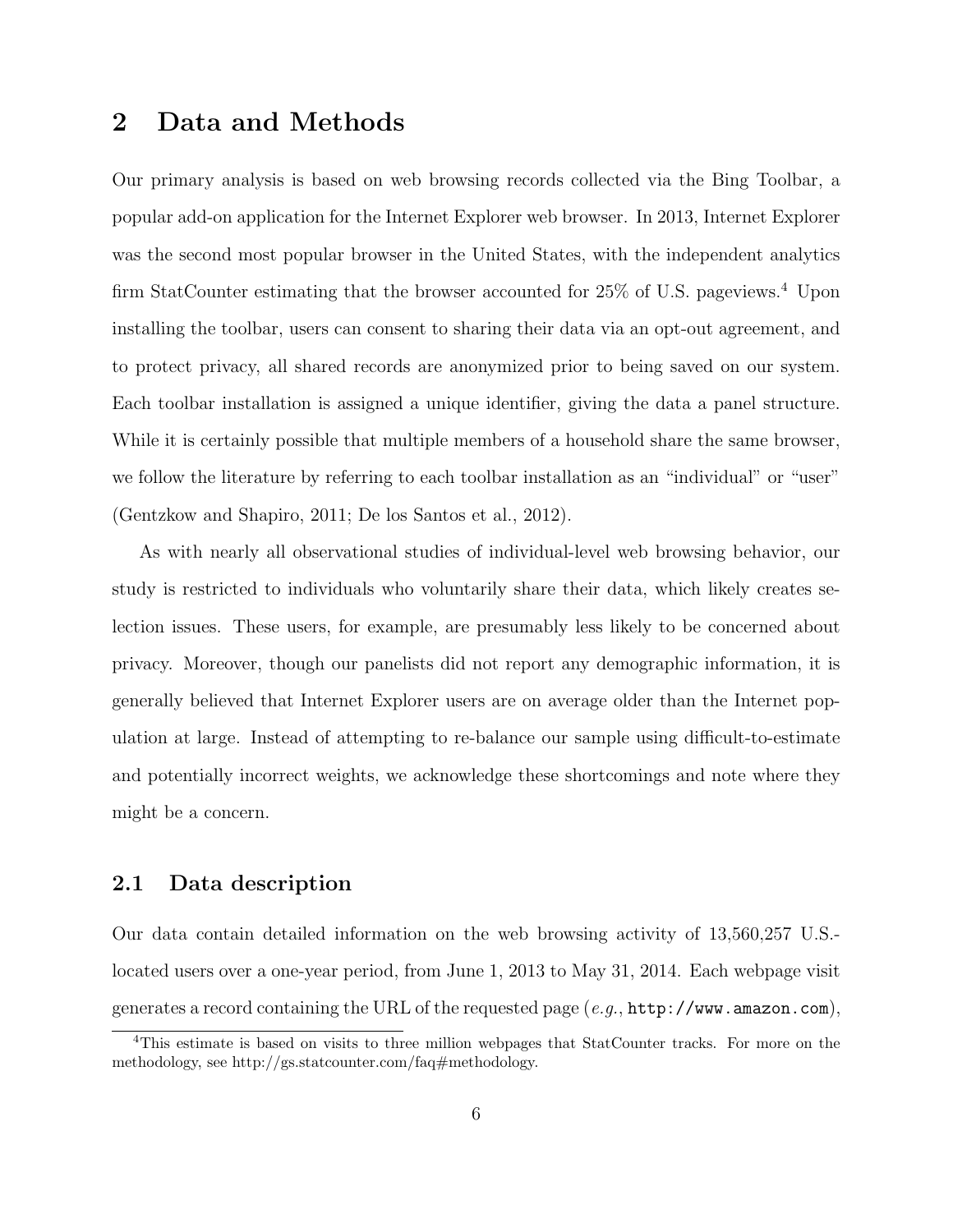## 2 Data and Methods

Our primary analysis is based on web browsing records collected via the Bing Toolbar, a popular add-on application for the Internet Explorer web browser. In 2013, Internet Explorer was the second most popular browser in the United States, with the independent analytics firm StatCounter estimating that the browser accounted for 25% of U.S. pageviews.[4] Upon installing the toolbar, users can consent to sharing their data via an opt-out agreement, and to protect privacy, all shared records are anonymized prior to being saved on our system. Each toolbar installation is assigned a unique identifier, giving the data a panel structure. While it is certainly possible that multiple members of a household share the same browser, we follow the literature by referring to each toolbar installation as an "individual" or "user" (Gentzkow and Shapiro, 2011; De los Santos et al., 2012).

As with nearly all observational studies of individual-level web browsing behavior, our study is restricted to individuals who voluntarily share their data, which likely creates selection issues. These users, for example, are presumably less likely to be concerned about privacy. Moreover, though our panelists did not report any demographic information, it is generally believed that Internet Explorer users are on average older than the Internet population at large. Instead of attempting to re-balance our sample using difficult-to-estimate and potentially incorrect weights, we acknowledge these shortcomings and note where they might be a concern.

### 2.1 Data description

Our data contain detailed information on the web browsing activity of 13,560,257 U.S.-located users over a one-year period, from June 1, 2013 to May 31, 2014. Each webpage visit generates a record containing the URL of the requested page (*e.g.*, `http://www.amazon.com`),

[4] This estimate is based on visits to three million webpages that StatCounter tracks. For more on the methodology, see http://gs.statcounter.com/faq#methodology.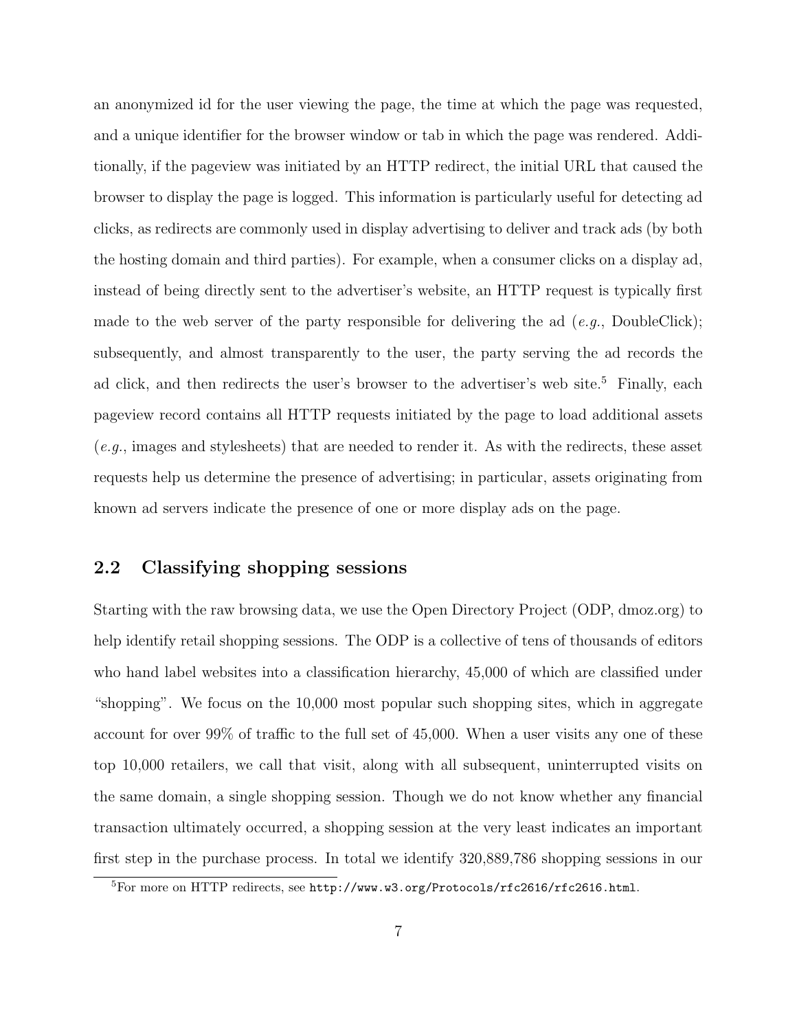an anonymized id for the user viewing the page, the time at which the page was requested, and a unique identifier for the browser window or tab in which the page was rendered. Additionally, if the pageview was initiated by an HTTP redirect, the initial URL that caused the browser to display the page is logged. This information is particularly useful for detecting ad clicks, as redirects are commonly used in display advertising to deliver and track ads (by both the hosting domain and third parties). For example, when a consumer clicks on a display ad, instead of being directly sent to the advertiser's website, an HTTP request is typically first made to the web server of the party responsible for delivering the ad (*e.g.*, DoubleClick); subsequently, and almost transparently to the user, the party serving the ad records the ad click, and then redirects the user's browser to the advertiser's web site.[5] Finally, each pageview record contains all HTTP requests initiated by the page to load additional assets (*e.g.*, images and stylesheets) that are needed to render it. As with the redirects, these asset requests help us determine the presence of advertising; in particular, assets originating from known ad servers indicate the presence of one or more display ads on the page.

## 2.2 Classifying shopping sessions

Starting with the raw browsing data, we use the Open Directory Project (ODP, dmoz.org) to help identify retail shopping sessions. The ODP is a collective of tens of thousands of editors who hand label websites into a classification hierarchy, 45,000 of which are classified under "shopping". We focus on the 10,000 most popular such shopping sites, which in aggregate account for over 99% of traffic to the full set of 45,000. When a user visits any one of these top 10,000 retailers, we call that visit, along with all subsequent, uninterrupted visits on the same domain, a single shopping session. Though we do not know whether any financial transaction ultimately occurred, a shopping session at the very least indicates an important first step in the purchase process. In total we identify 320,889,786 shopping sessions in our

[5]For more on HTTP redirects, see `http://www.w3.org/Protocols/rfc2616/rfc2616.html`.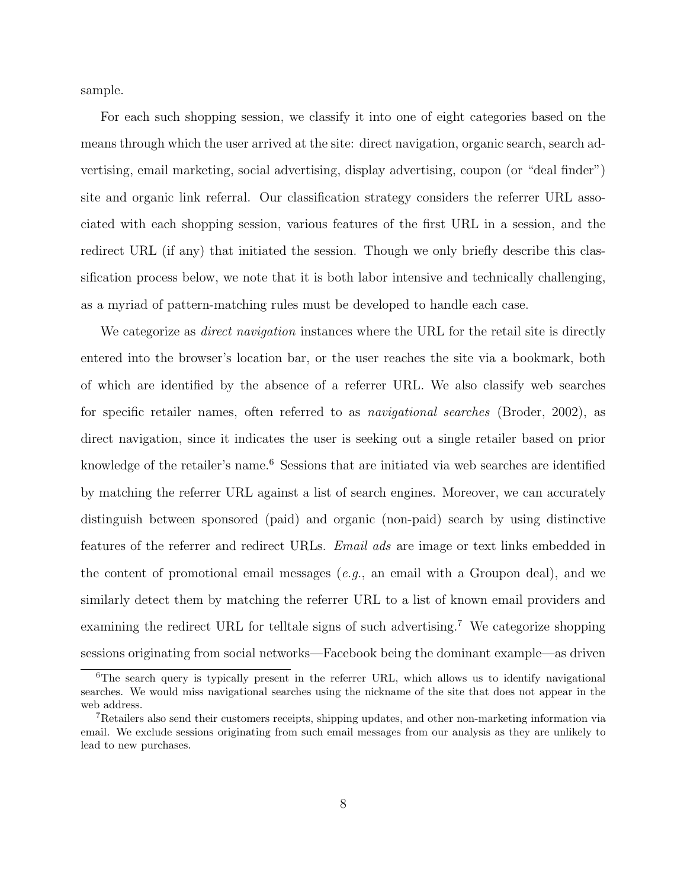sample.

For each such shopping session, we classify it into one of eight categories based on the means through which the user arrived at the site: direct navigation, organic search, search advertising, email marketing, social advertising, display advertising, coupon (or "deal finder") site and organic link referral. Our classification strategy considers the referrer URL associated with each shopping session, various features of the first URL in a session, and the redirect URL (if any) that initiated the session. Though we only briefly describe this classification process below, we note that it is both labor intensive and technically challenging, as a myriad of pattern-matching rules must be developed to handle each case.

We categorize as *direct navigation* instances where the URL for the retail site is directly entered into the browser's location bar, or the user reaches the site via a bookmark, both of which are identified by the absence of a referrer URL. We also classify web searches for specific retailer names, often referred to as *navigational searches* (Broder, 2002), as direct navigation, since it indicates the user is seeking out a single retailer based on prior knowledge of the retailer's name.[6] Sessions that are initiated via web searches are identified by matching the referrer URL against a list of search engines. Moreover, we can accurately distinguish between sponsored (paid) and organic (non-paid) search by using distinctive features of the referrer and redirect URLs. *Email ads* are image or text links embedded in the content of promotional email messages (*e.g.*, an email with a Groupon deal), and we similarly detect them by matching the referrer URL to a list of known email providers and examining the redirect URL for telltale signs of such advertising.[7] We categorize shopping sessions originating from social networks—Facebook being the dominant example—as driven

[6]The search query is typically present in the referrer URL, which allows us to identify navigational searches. We would miss navigational searches using the nickname of the site that does not appear in the web address.

[7]Retailers also send their customers receipts, shipping updates, and other non-marketing information via email. We exclude sessions originating from such email messages from our analysis as they are unlikely to lead to new purchases.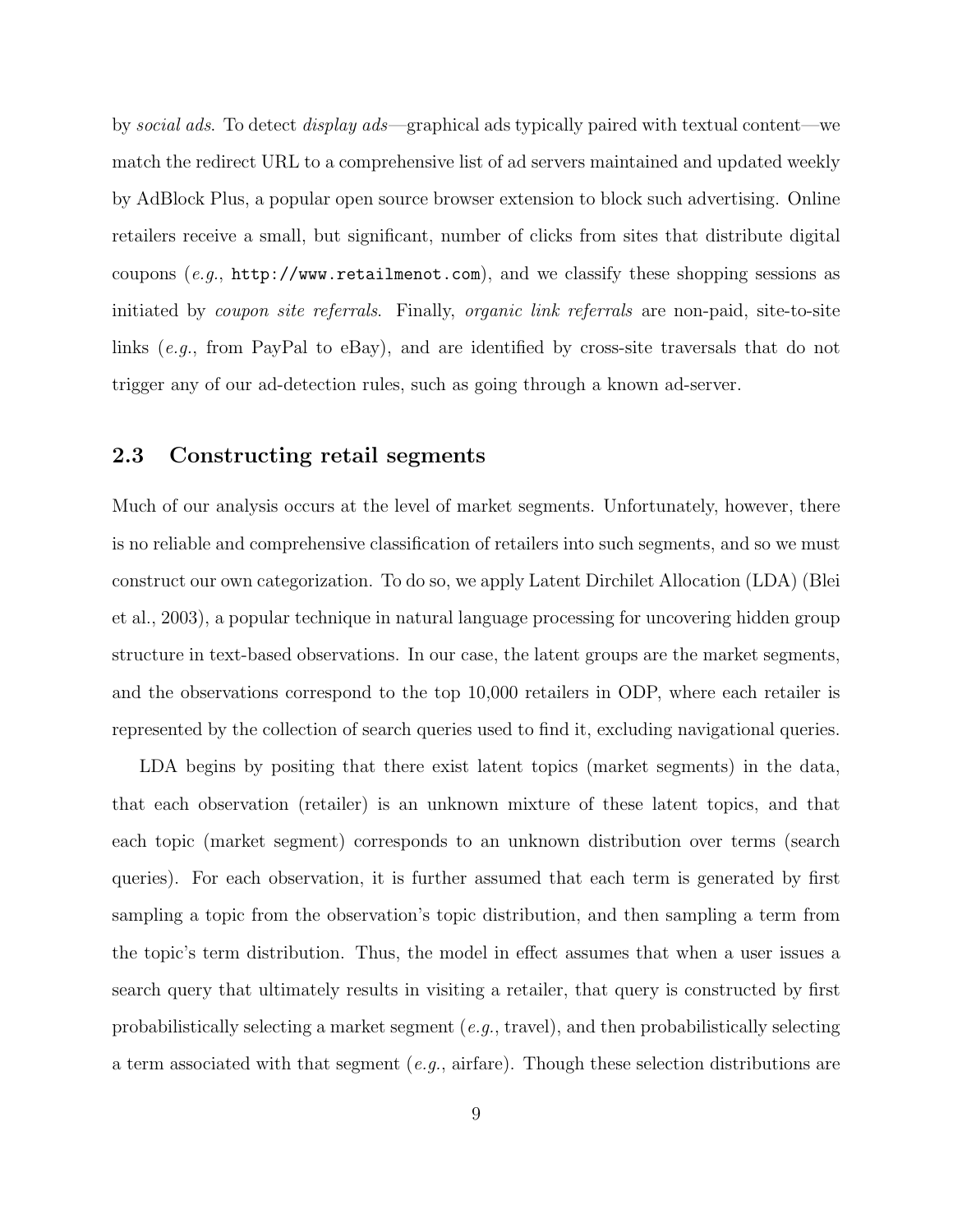by *social ads*. To detect *display ads*—graphical ads typically paired with textual content—we match the redirect URL to a comprehensive list of ad servers maintained and updated weekly by AdBlock Plus, a popular open source browser extension to block such advertising. Online retailers receive a small, but significant, number of clicks from sites that distribute digital coupons (*e.g.*, `http://www.retailmenot.com`), and we classify these shopping sessions as initiated by *coupon site referrals*. Finally, *organic link referrals* are non-paid, site-to-site links (*e.g.*, from PayPal to eBay), and are identified by cross-site traversals that do not trigger any of our ad-detection rules, such as going through a known ad-server.

### 2.3 Constructing retail segments

Much of our analysis occurs at the level of market segments. Unfortunately, however, there is no reliable and comprehensive classification of retailers into such segments, and so we must construct our own categorization. To do so, we apply Latent Dirchilet Allocation (LDA) (Blei et al., 2003), a popular technique in natural language processing for uncovering hidden group structure in text-based observations. In our case, the latent groups are the market segments, and the observations correspond to the top 10,000 retailers in ODP, where each retailer is represented by the collection of search queries used to find it, excluding navigational queries.

LDA begins by positing that there exist latent topics (market segments) in the data, that each observation (retailer) is an unknown mixture of these latent topics, and that each topic (market segment) corresponds to an unknown distribution over terms (search queries). For each observation, it is further assumed that each term is generated by first sampling a topic from the observation's topic distribution, and then sampling a term from the topic's term distribution. Thus, the model in effect assumes that when a user issues a search query that ultimately results in visiting a retailer, that query is constructed by first probabilistically selecting a market segment (*e.g.*, travel), and then probabilistically selecting a term associated with that segment (*e.g.*, airfare). Though these selection distributions are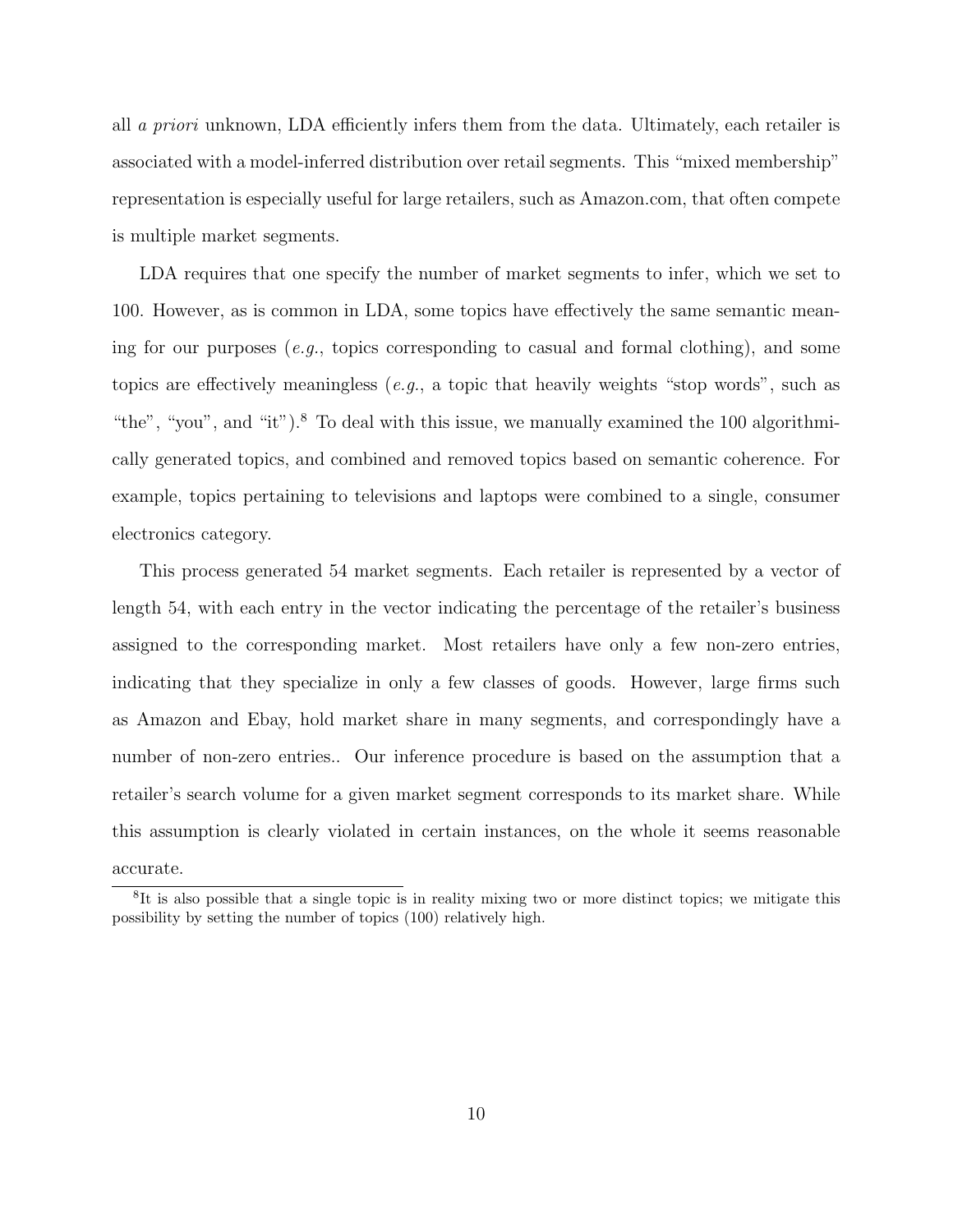all *a priori* unknown, LDA efficiently infers them from the data. Ultimately, each retailer is associated with a model-inferred distribution over retail segments. This "mixed membership" representation is especially useful for large retailers, such as Amazon.com, that often compete is multiple market segments.

LDA requires that one specify the number of market segments to infer, which we set to 100. However, as is common in LDA, some topics have effectively the same semantic meaning for our purposes (*e.g.*, topics corresponding to casual and formal clothing), and some topics are effectively meaningless (*e.g.*, a topic that heavily weights "stop words", such as "the", "you", and "it").[8] To deal with this issue, we manually examined the 100 algorithmically generated topics, and combined and removed topics based on semantic coherence. For example, topics pertaining to televisions and laptops were combined to a single, consumer electronics category.

This process generated 54 market segments. Each retailer is represented by a vector of length 54, with each entry in the vector indicating the percentage of the retailer's business assigned to the corresponding market. Most retailers have only a few non-zero entries, indicating that they specialize in only a few classes of goods. However, large firms such as Amazon and Ebay, hold market share in many segments, and correspondingly have a number of non-zero entries.. Our inference procedure is based on the assumption that a retailer's search volume for a given market segment corresponds to its market share. While this assumption is clearly violated in certain instances, on the whole it seems reasonable accurate.

[8] It is also possible that a single topic is in reality mixing two or more distinct topics; we mitigate this possibility by setting the number of topics (100) relatively high.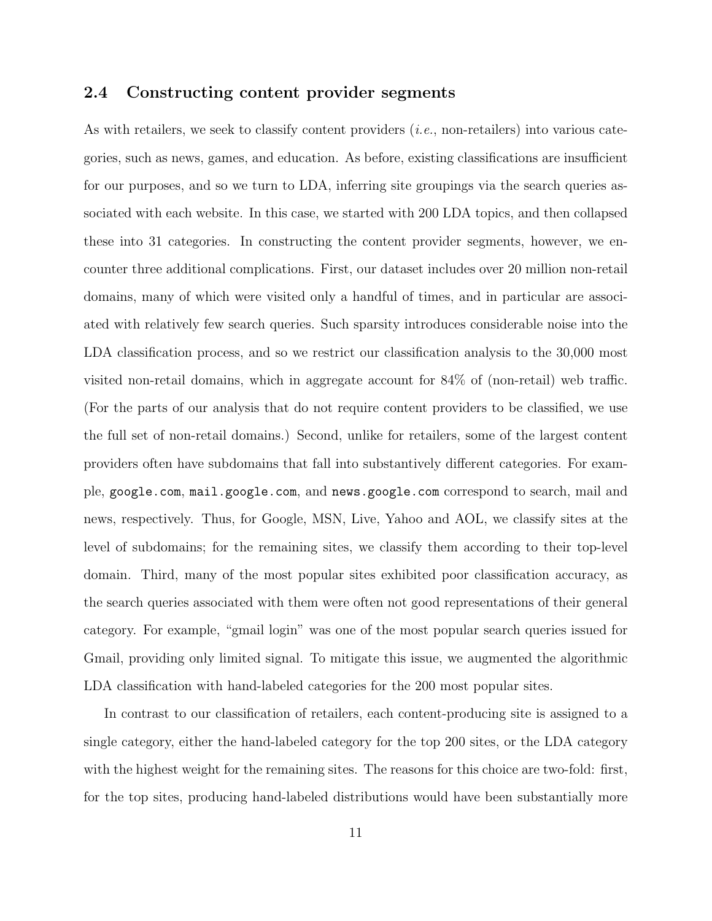### 2.4 Constructing content provider segments

As with retailers, we seek to classify content providers (*i.e.*, non-retailers) into various categories, such as news, games, and education. As before, existing classifications are insufficient for our purposes, and so we turn to LDA, inferring site groupings via the search queries associated with each website. In this case, we started with 200 LDA topics, and then collapsed these into 31 categories. In constructing the content provider segments, however, we encounter three additional complications. First, our dataset includes over 20 million non-retail domains, many of which were visited only a handful of times, and in particular are associated with relatively few search queries. Such sparsity introduces considerable noise into the LDA classification process, and so we restrict our classification analysis to the 30,000 most visited non-retail domains, which in aggregate account for 84% of (non-retail) web traffic. (For the parts of our analysis that do not require content providers to be classified, we use the full set of non-retail domains.) Second, unlike for retailers, some of the largest content providers often have subdomains that fall into substantively different categories. For example, `google.com`, `mail.google.com`, and `news.google.com` correspond to search, mail and news, respectively. Thus, for Google, MSN, Live, Yahoo and AOL, we classify sites at the level of subdomains; for the remaining sites, we classify them according to their top-level domain. Third, many of the most popular sites exhibited poor classification accuracy, as the search queries associated with them were often not good representations of their general category. For example, "gmail login" was one of the most popular search queries issued for Gmail, providing only limited signal. To mitigate this issue, we augmented the algorithmic LDA classification with hand-labeled categories for the 200 most popular sites.

In contrast to our classification of retailers, each content-producing site is assigned to a single category, either the hand-labeled category for the top 200 sites, or the LDA category with the highest weight for the remaining sites. The reasons for this choice are two-fold: first, for the top sites, producing hand-labeled distributions would have been substantially more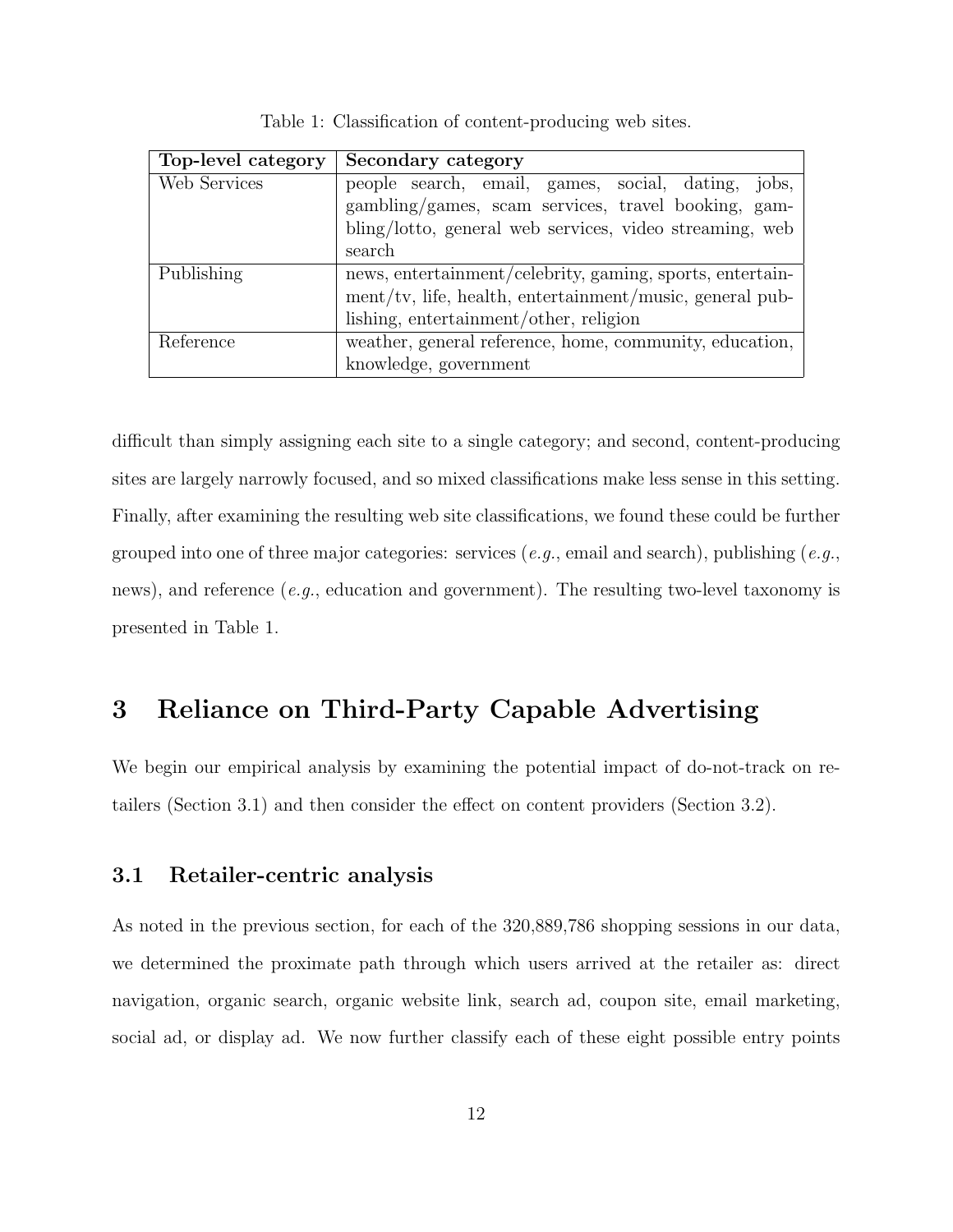Table 1: Classification of content-producing web sites.

| Top-level category | Secondary category |
|---|---|
| Web Services | people search, email, games, social, dating, jobs, gambling/games, scam services, travel booking, gambling/lotto, general web services, video streaming, web search |
| Publishing | news, entertainment/celebrity, gaming, sports, entertainment/tv, life, health, entertainment/music, general publishing, entertainment/other, religion |
| Reference | weather, general reference, home, community, education, knowledge, government |

difficult than simply assigning each site to a single category; and second, content-producing sites are largely narrowly focused, and so mixed classifications make less sense in this setting. Finally, after examining the resulting web site classifications, we found these could be further grouped into one of three major categories: services (*e.g.*, email and search), publishing (*e.g.*, news), and reference (*e.g.*, education and government). The resulting two-level taxonomy is presented in Table 1.

# 3 Reliance on Third-Party Capable Advertising

We begin our empirical analysis by examining the potential impact of do-not-track on retailers (Section 3.1) and then consider the effect on content providers (Section 3.2).

## 3.1 Retailer-centric analysis

As noted in the previous section, for each of the 320,889,786 shopping sessions in our data, we determined the proximate path through which users arrived at the retailer as: direct navigation, organic search, organic website link, search ad, coupon site, email marketing, social ad, or display ad. We now further classify each of these eight possible entry points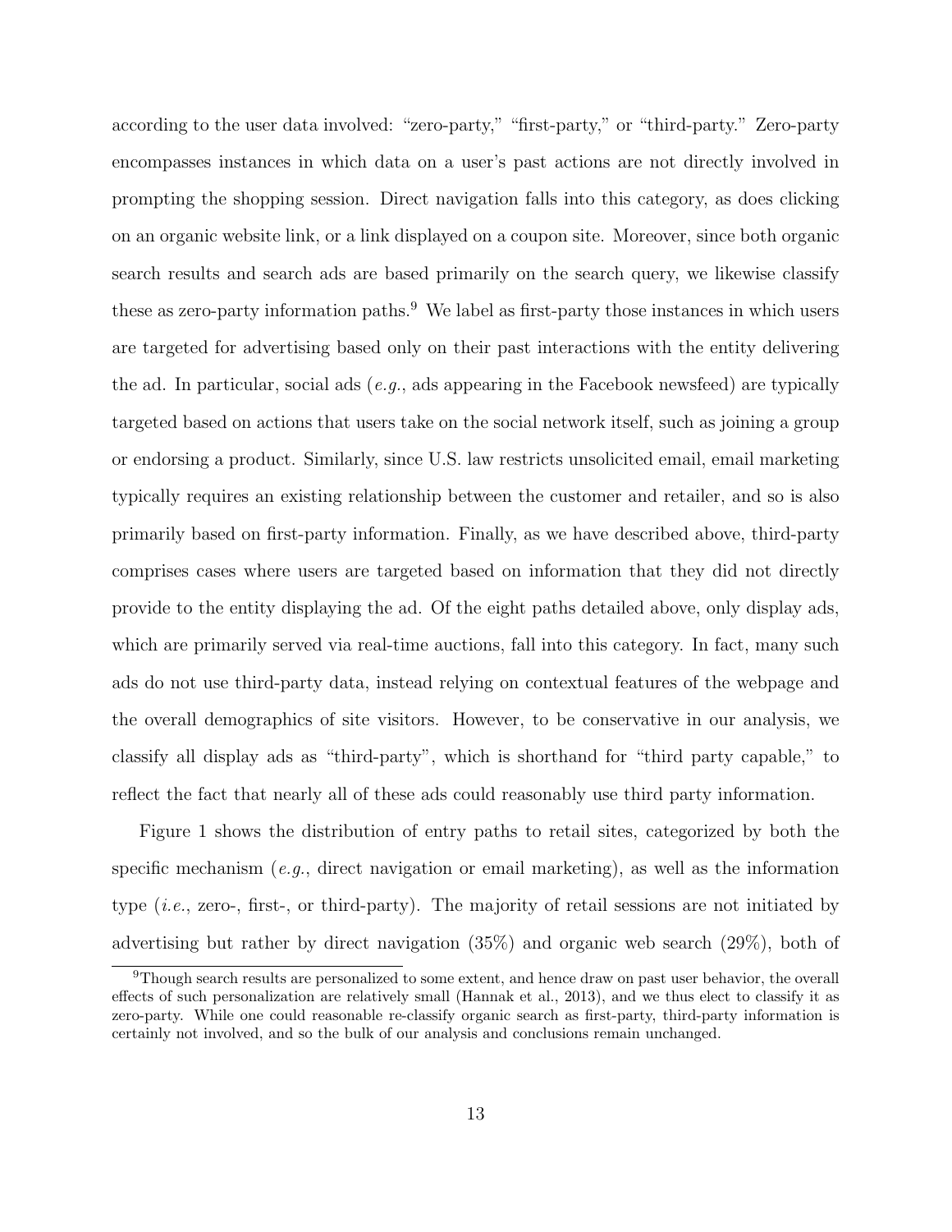according to the user data involved: "zero-party," "first-party," or "third-party." Zero-party encompasses instances in which data on a user's past actions are not directly involved in prompting the shopping session. Direct navigation falls into this category, as does clicking on an organic website link, or a link displayed on a coupon site. Moreover, since both organic search results and search ads are based primarily on the search query, we likewise classify these as zero-party information paths.[9] We label as first-party those instances in which users are targeted for advertising based only on their past interactions with the entity delivering the ad. In particular, social ads (*e.g.*, ads appearing in the Facebook newsfeed) are typically targeted based on actions that users take on the social network itself, such as joining a group or endorsing a product. Similarly, since U.S. law restricts unsolicited email, email marketing typically requires an existing relationship between the customer and retailer, and so is also primarily based on first-party information. Finally, as we have described above, third-party comprises cases where users are targeted based on information that they did not directly provide to the entity displaying the ad. Of the eight paths detailed above, only display ads, which are primarily served via real-time auctions, fall into this category. In fact, many such ads do not use third-party data, instead relying on contextual features of the webpage and the overall demographics of site visitors. However, to be conservative in our analysis, we classify all display ads as "third-party", which is shorthand for "third party capable," to reflect the fact that nearly all of these ads could reasonably use third party information.

Figure 1 shows the distribution of entry paths to retail sites, categorized by both the specific mechanism (*e.g.*, direct navigation or email marketing), as well as the information type (*i.e.*, zero-, first-, or third-party). The majority of retail sessions are not initiated by advertising but rather by direct navigation (35%) and organic web search (29%), both of

[9] Though search results are personalized to some extent, and hence draw on past user behavior, the overall effects of such personalization are relatively small (Hannak et al., 2013), and we thus elect to classify it as zero-party. While one could reasonable re-classify organic search as first-party, third-party information is certainly not involved, and so the bulk of our analysis and conclusions remain unchanged.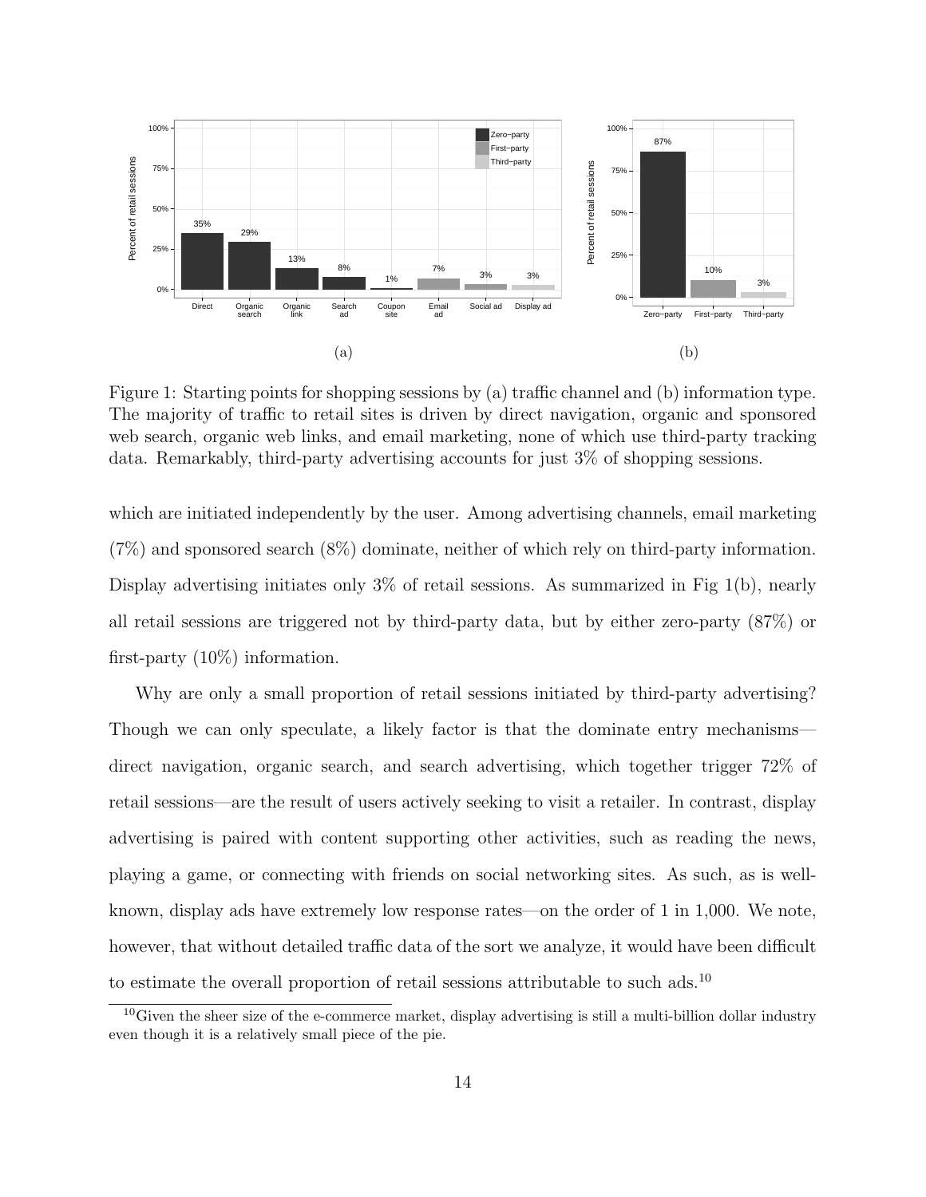Figure 1: Starting points for shopping sessions by (a) traffic channel and (b) information type. The majority of traffic to retail sites is driven by direct navigation, organic and sponsored web search, organic web links, and email marketing, none of which use third-party tracking data. Remarkably, third-party advertising accounts for just 3% of shopping sessions.

which are initiated independently by the user. Among advertising channels, email marketing (7%) and sponsored search (8%) dominate, neither of which rely on third-party information. Display advertising initiates only 3% of retail sessions. As summarized in Fig 1(b), nearly all retail sessions are triggered not by third-party data, but by either zero-party (87%) or first-party (10%) information.

Why are only a small proportion of retail sessions initiated by third-party advertising? Though we can only speculate, a likely factor is that the dominate entry mechanisms—direct navigation, organic search, and search advertising, which together trigger 72% of retail sessions—are the result of users actively seeking to visit a retailer. In contrast, display advertising is paired with content supporting other activities, such as reading the news, playing a game, or connecting with friends on social networking sites. As such, as is well-known, display ads have extremely low response rates—on the order of 1 in 1,000. We note, however, that without detailed traffic data of the sort we analyze, it would have been difficult to estimate the overall proportion of retail sessions attributable to such ads.[10]

[10]Given the sheer size of the e-commerce market, display advertising is still a multi-billion dollar industry even though it is a relatively small piece of the pie.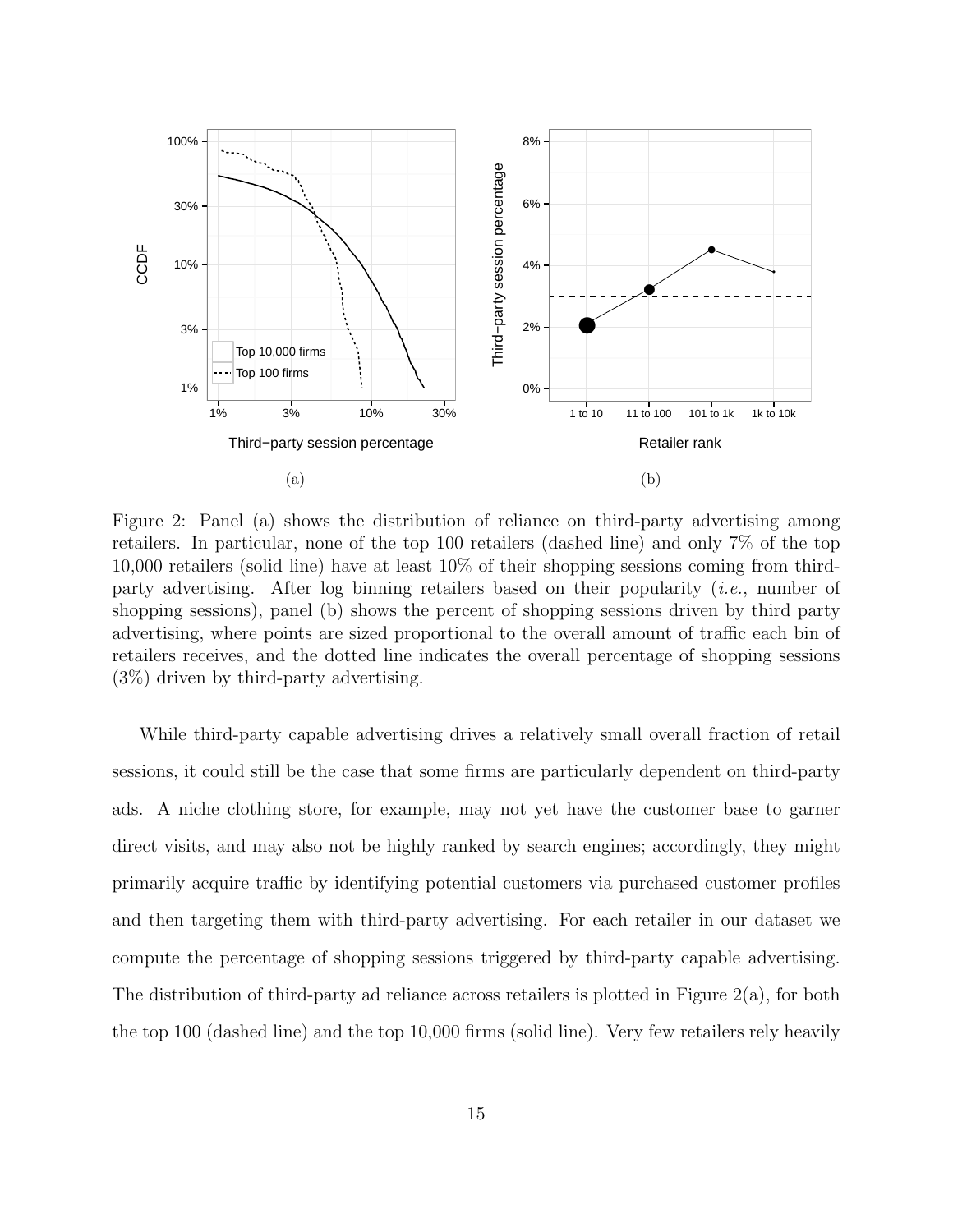Figure 2: Panel (a) shows the distribution of reliance on third-party advertising among retailers. In particular, none of the top 100 retailers (dashed line) and only 7% of the top 10,000 retailers (solid line) have at least 10% of their shopping sessions coming from third-party advertising. After log binning retailers based on their popularity (*i.e.*, number of shopping sessions), panel (b) shows the percent of shopping sessions driven by third party advertising, where points are sized proportional to the overall amount of traffic each bin of retailers receives, and the dotted line indicates the overall percentage of shopping sessions (3%) driven by third-party advertising.

While third-party capable advertising drives a relatively small overall fraction of retail sessions, it could still be the case that some firms are particularly dependent on third-party ads. A niche clothing store, for example, may not yet have the customer base to garner direct visits, and may also not be highly ranked by search engines; accordingly, they might primarily acquire traffic by identifying potential customers via purchased customer profiles and then targeting them with third-party advertising. For each retailer in our dataset we compute the percentage of shopping sessions triggered by third-party capable advertising. The distribution of third-party ad reliance across retailers is plotted in Figure 2(a), for both the top 100 (dashed line) and the top 10,000 firms (solid line). Very few retailers rely heavily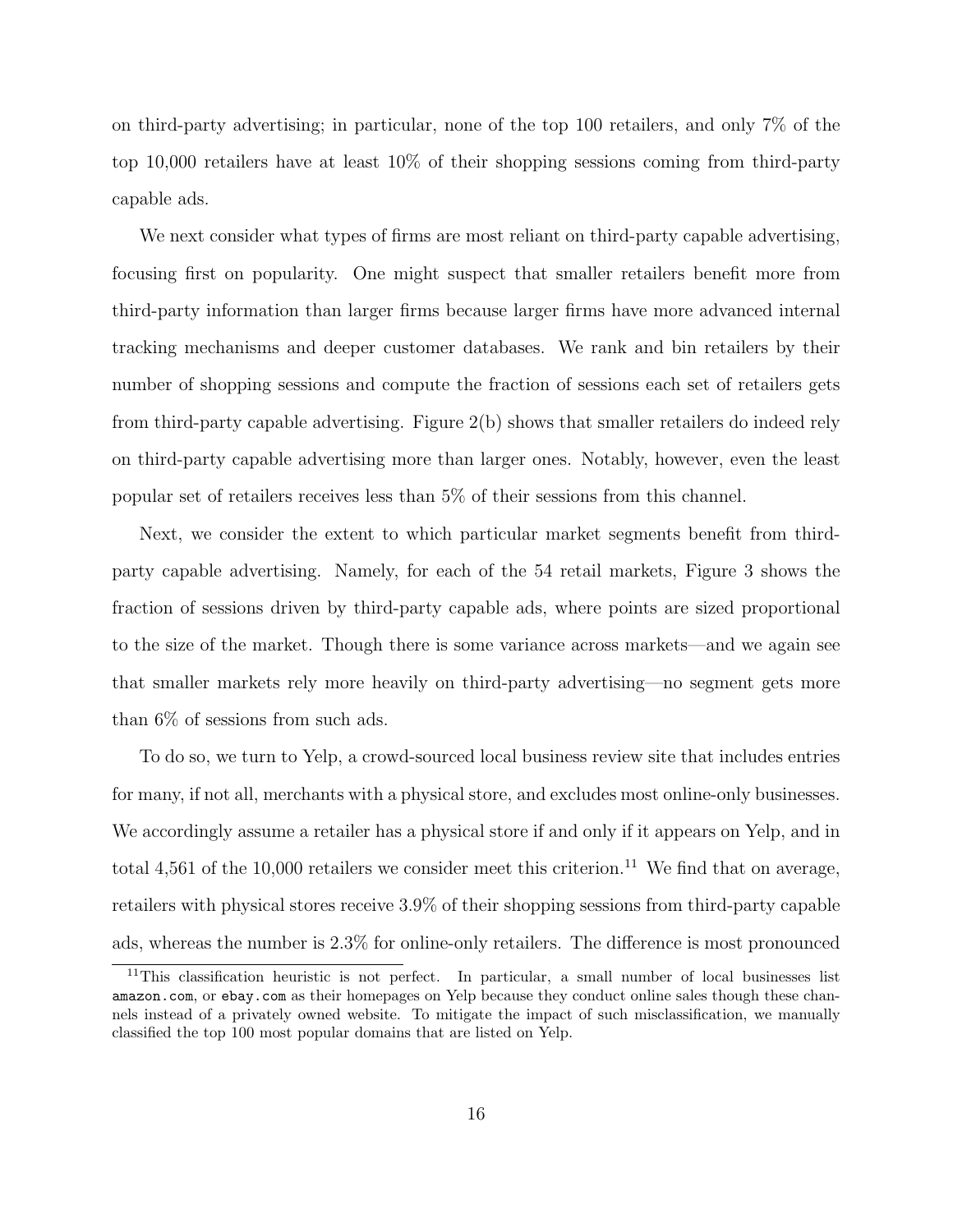on third-party advertising; in particular, none of the top 100 retailers, and only 7% of the top 10,000 retailers have at least 10% of their shopping sessions coming from third-party capable ads.

We next consider what types of firms are most reliant on third-party capable advertising, focusing first on popularity. One might suspect that smaller retailers benefit more from third-party information than larger firms because larger firms have more advanced internal tracking mechanisms and deeper customer databases. We rank and bin retailers by their number of shopping sessions and compute the fraction of sessions each set of retailers gets from third-party capable advertising. Figure 2(b) shows that smaller retailers do indeed rely on third-party capable advertising more than larger ones. Notably, however, even the least popular set of retailers receives less than 5% of their sessions from this channel.

Next, we consider the extent to which particular market segments benefit from third-party capable advertising. Namely, for each of the 54 retail markets, Figure 3 shows the fraction of sessions driven by third-party capable ads, where points are sized proportional to the size of the market. Though there is some variance across markets—and we again see that smaller markets rely more heavily on third-party advertising—no segment gets more than 6% of sessions from such ads.

To do so, we turn to Yelp, a crowd-sourced local business review site that includes entries for many, if not all, merchants with a physical store, and excludes most online-only businesses. We accordingly assume a retailer has a physical store if and only if it appears on Yelp, and in total 4,561 of the 10,000 retailers we consider meet this criterion.[11] We find that on average, retailers with physical stores receive 3.9% of their shopping sessions from third-party capable ads, whereas the number is 2.3% for online-only retailers. The difference is most pronounced

[11] This classification heuristic is not perfect. In particular, a small number of local businesses list `amazon.com`, or `ebay.com` as their homepages on Yelp because they conduct online sales though these channels instead of a privately owned website. To mitigate the impact of such misclassification, we manually classified the top 100 most popular domains that are listed on Yelp.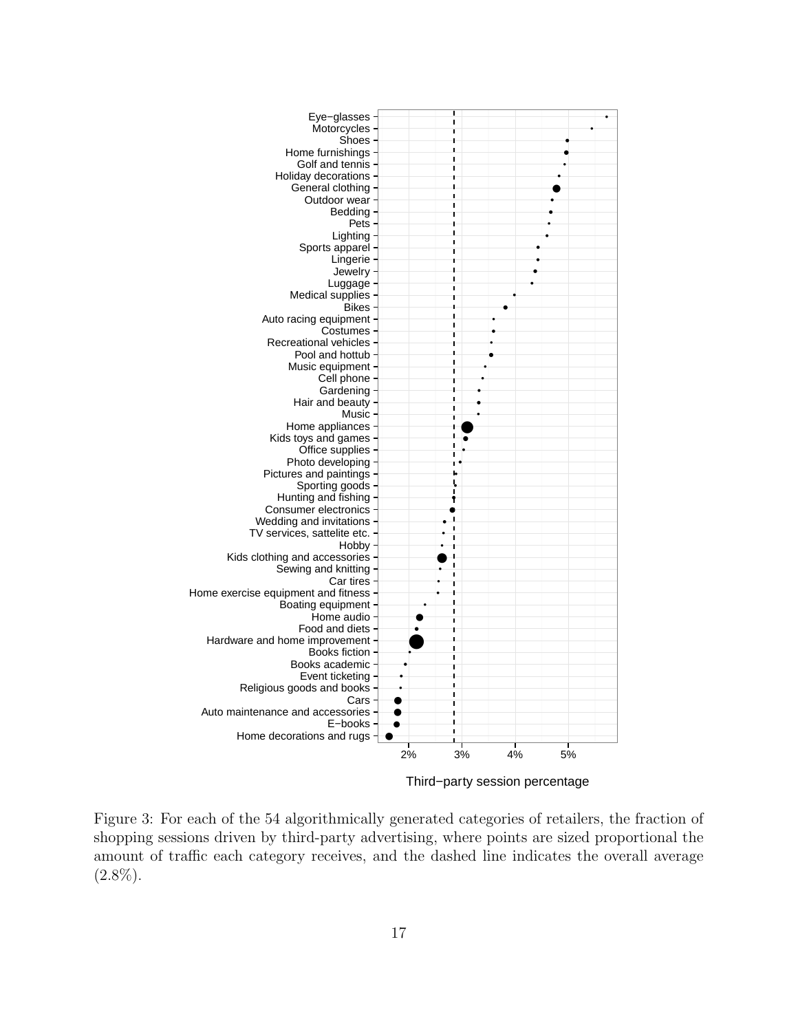Figure 3: For each of the 54 algorithmically generated categories of retailers, the fraction of shopping sessions driven by third-party advertising, where points are sized proportional the amount of traffic each category receives, and the dashed line indicates the overall average (2.8%).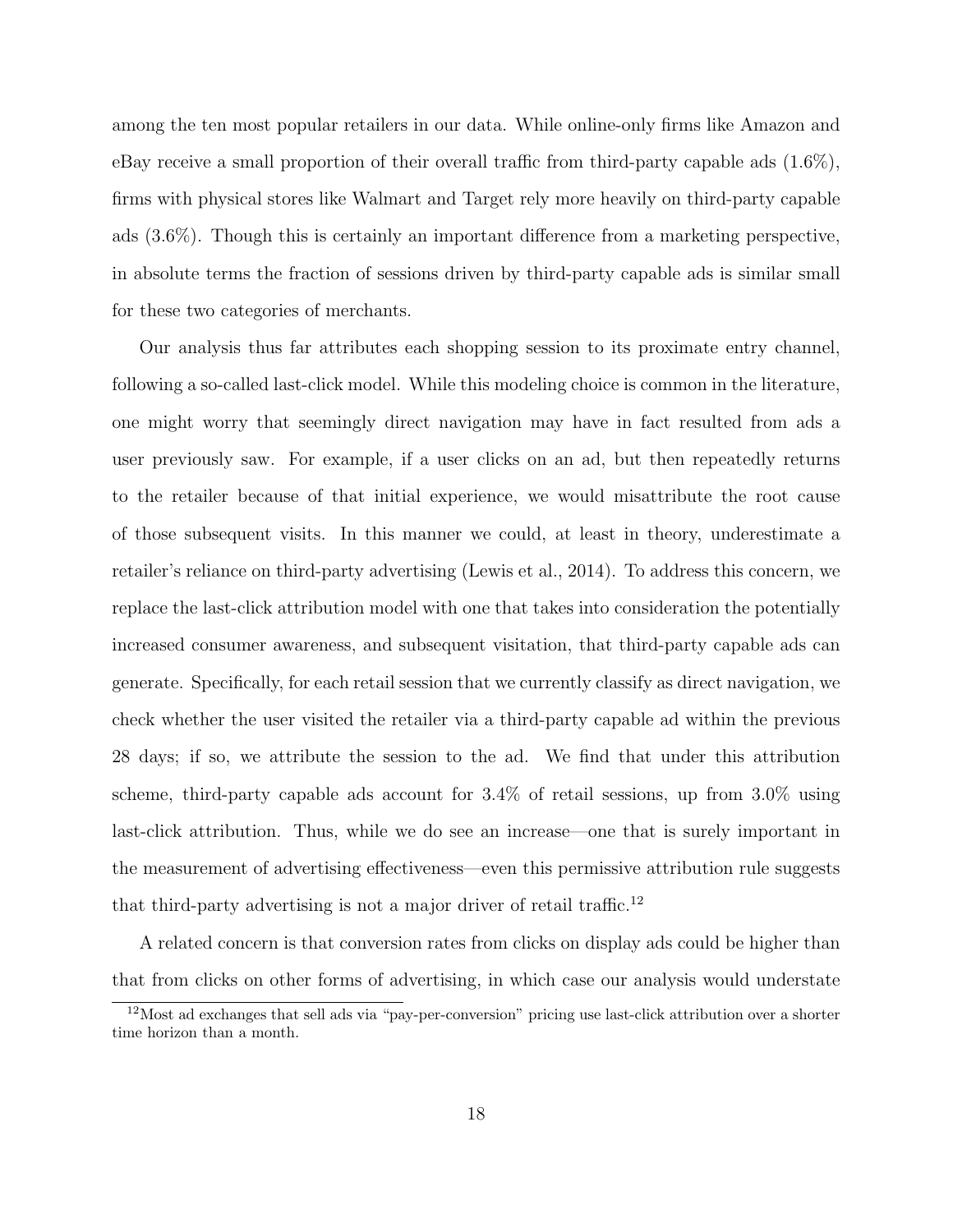among the ten most popular retailers in our data. While online-only firms like Amazon and eBay receive a small proportion of their overall traffic from third-party capable ads (1.6%), firms with physical stores like Walmart and Target rely more heavily on third-party capable ads (3.6%). Though this is certainly an important difference from a marketing perspective, in absolute terms the fraction of sessions driven by third-party capable ads is similar small for these two categories of merchants.

Our analysis thus far attributes each shopping session to its proximate entry channel, following a so-called last-click model. While this modeling choice is common in the literature, one might worry that seemingly direct navigation may have in fact resulted from ads a user previously saw. For example, if a user clicks on an ad, but then repeatedly returns to the retailer because of that initial experience, we would misattribute the root cause of those subsequent visits. In this manner we could, at least in theory, underestimate a retailer's reliance on third-party advertising (Lewis et al., 2014). To address this concern, we replace the last-click attribution model with one that takes into consideration the potentially increased consumer awareness, and subsequent visitation, that third-party capable ads can generate. Specifically, for each retail session that we currently classify as direct navigation, we check whether the user visited the retailer via a third-party capable ad within the previous 28 days; if so, we attribute the session to the ad. We find that under this attribution scheme, third-party capable ads account for 3.4% of retail sessions, up from 3.0% using last-click attribution. Thus, while we do see an increase—one that is surely important in the measurement of advertising effectiveness—even this permissive attribution rule suggests that third-party advertising is not a major driver of retail traffic.[12]

A related concern is that conversion rates from clicks on display ads could be higher than that from clicks on other forms of advertising, in which case our analysis would understate

[12] Most ad exchanges that sell ads via "pay-per-conversion" pricing use last-click attribution over a shorter time horizon than a month.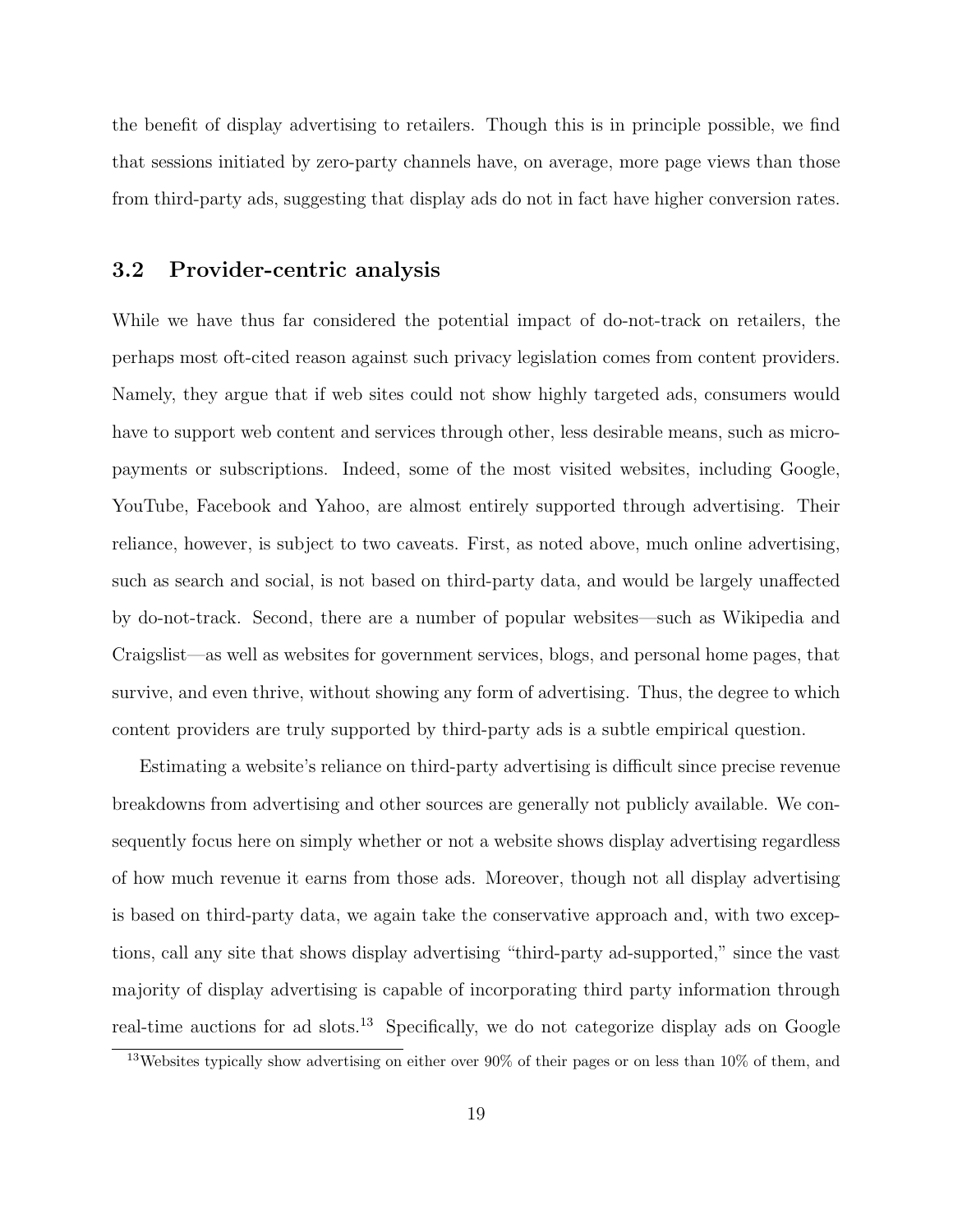the benefit of display advertising to retailers. Though this is in principle possible, we find that sessions initiated by zero-party channels have, on average, more page views than those from third-party ads, suggesting that display ads do not in fact have higher conversion rates.

### 3.2 Provider-centric analysis

While we have thus far considered the potential impact of do-not-track on retailers, the perhaps most oft-cited reason against such privacy legislation comes from content providers. Namely, they argue that if web sites could not show highly targeted ads, consumers would have to support web content and services through other, less desirable means, such as micro-payments or subscriptions. Indeed, some of the most visited websites, including Google, YouTube, Facebook and Yahoo, are almost entirely supported through advertising. Their reliance, however, is subject to two caveats. First, as noted above, much online advertising, such as search and social, is not based on third-party data, and would be largely unaffected by do-not-track. Second, there are a number of popular websites—such as Wikipedia and Craigslist—as well as websites for government services, blogs, and personal home pages, that survive, and even thrive, without showing any form of advertising. Thus, the degree to which content providers are truly supported by third-party ads is a subtle empirical question.

Estimating a website's reliance on third-party advertising is difficult since precise revenue breakdowns from advertising and other sources are generally not publicly available. We consequently focus here on simply whether or not a website shows display advertising regardless of how much revenue it earns from those ads. Moreover, though not all display advertising is based on third-party data, we again take the conservative approach and, with two exceptions, call any site that shows display advertising "third-party ad-supported," since the vast majority of display advertising is capable of incorporating third party information through real-time auctions for ad slots.[13] Specifically, we do not categorize display ads on Google

[13]Websites typically show advertising on either over 90% of their pages or on less than 10% of them, and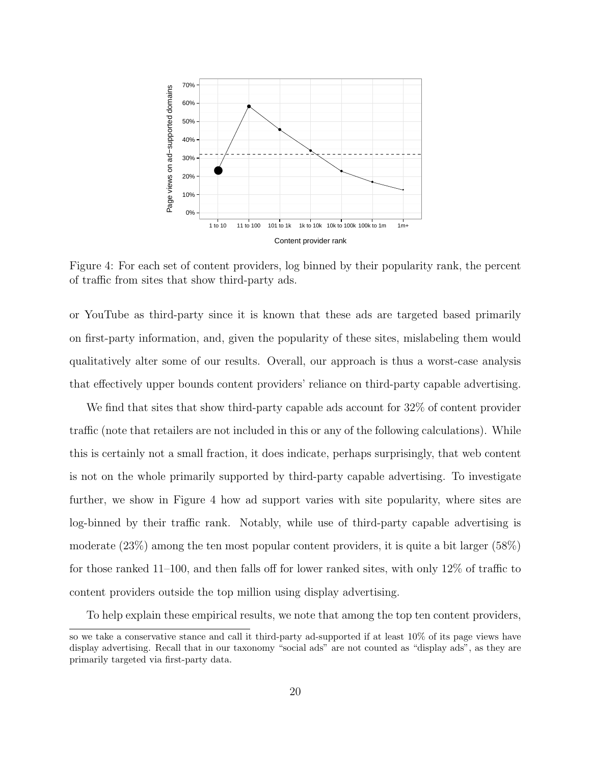Figure 4: For each set of content providers, log binned by their popularity rank, the percent of traffic from sites that show third-party ads.

or YouTube as third-party since it is known that these ads are targeted based primarily on first-party information, and, given the popularity of these sites, mislabeling them would qualitatively alter some of our results. Overall, our approach is thus a worst-case analysis that effectively upper bounds content providers' reliance on third-party capable advertising.

We find that sites that show third-party capable ads account for 32% of content provider traffic (note that retailers are not included in this or any of the following calculations). While this is certainly not a small fraction, it does indicate, perhaps surprisingly, that web content is not on the whole primarily supported by third-party capable advertising. To investigate further, we show in Figure 4 how ad support varies with site popularity, where sites are log-binned by their traffic rank. Notably, while use of third-party capable advertising is moderate (23%) among the ten most popular content providers, it is quite a bit larger (58%) for those ranked 11–100, and then falls off for lower ranked sites, with only 12% of traffic to content providers outside the top million using display advertising.

To help explain these empirical results, we note that among the top ten content providers,

---

so we take a conservative stance and call it third-party ad-supported if at least 10% of its page views have display advertising. Recall that in our taxonomy "social ads" are not counted as "display ads", as they are primarily targeted via first-party data.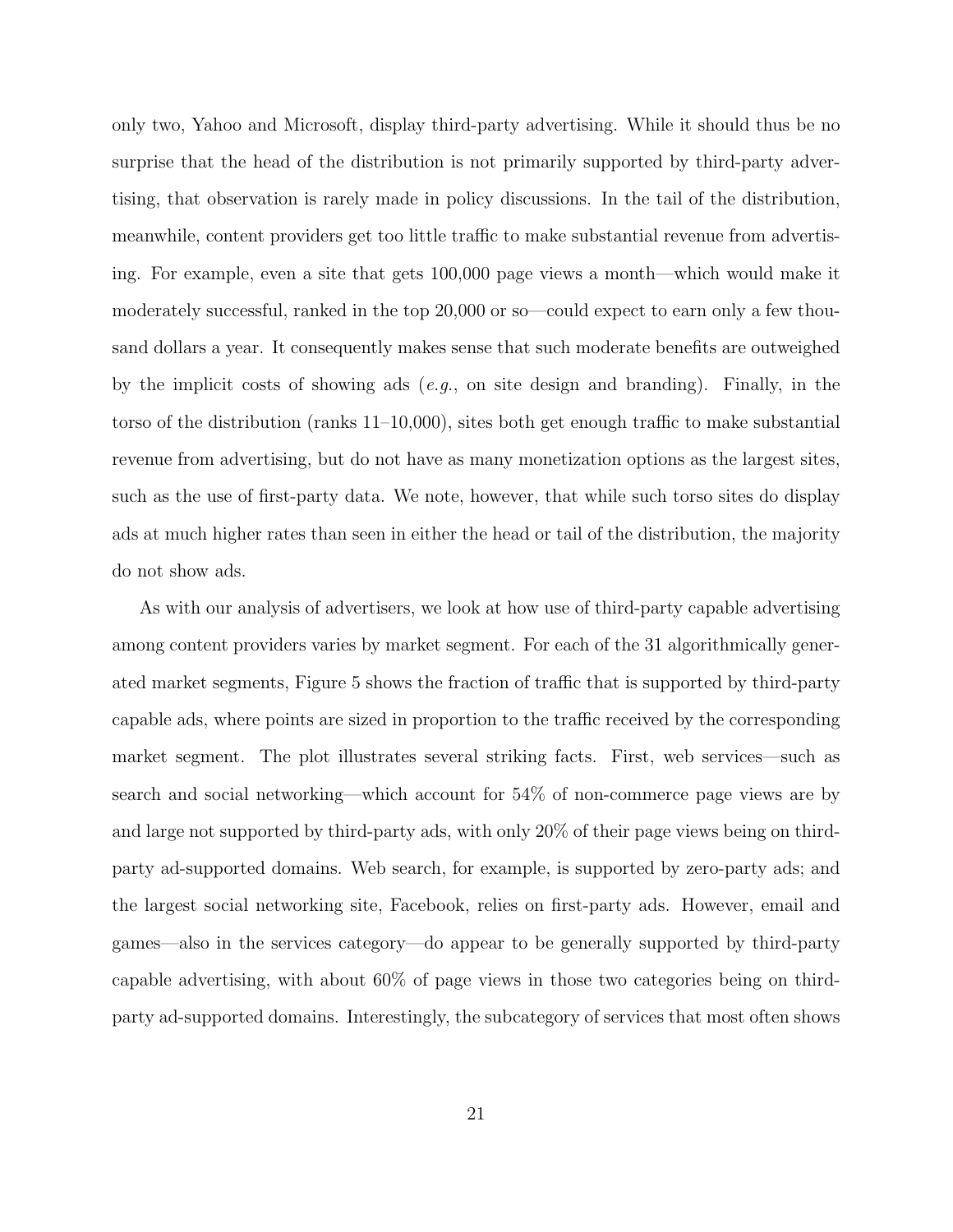only two, Yahoo and Microsoft, display third-party advertising. While it should thus be no surprise that the head of the distribution is not primarily supported by third-party advertising, that observation is rarely made in policy discussions. In the tail of the distribution, meanwhile, content providers get too little traffic to make substantial revenue from advertising. For example, even a site that gets 100,000 page views a month—which would make it moderately successful, ranked in the top 20,000 or so—could expect to earn only a few thousand dollars a year. It consequently makes sense that such moderate benefits are outweighed by the implicit costs of showing ads (*e.g.*, on site design and branding). Finally, in the torso of the distribution (ranks 11–10,000), sites both get enough traffic to make substantial revenue from advertising, but do not have as many monetization options as the largest sites, such as the use of first-party data. We note, however, that while such torso sites do display ads at much higher rates than seen in either the head or tail of the distribution, the majority do not show ads.

As with our analysis of advertisers, we look at how use of third-party capable advertising among content providers varies by market segment. For each of the 31 algorithmically generated market segments, Figure 5 shows the fraction of traffic that is supported by third-party capable ads, where points are sized in proportion to the traffic received by the corresponding market segment. The plot illustrates several striking facts. First, web services—such as search and social networking—which account for 54% of non-commerce page views are by and large not supported by third-party ads, with only 20% of their page views being on third-party ad-supported domains. Web search, for example, is supported by zero-party ads; and the largest social networking site, Facebook, relies on first-party ads. However, email and games—also in the services category—do appear to be generally supported by third-party capable advertising, with about 60% of page views in those two categories being on third-party ad-supported domains. Interestingly, the subcategory of services that most often shows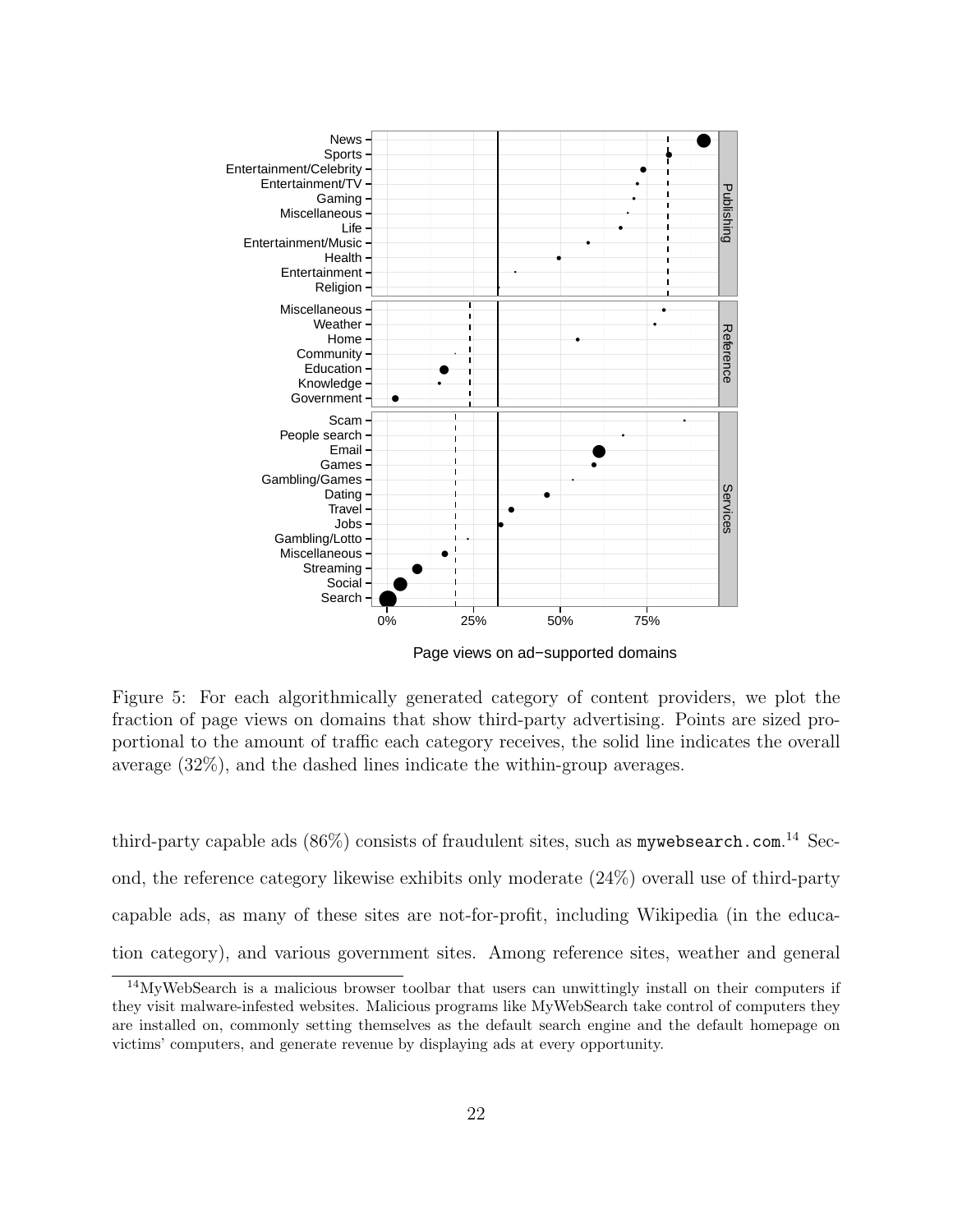Figure 5: For each algorithmically generated category of content providers, we plot the fraction of page views on domains that show third-party advertising. Points are sized proportional to the amount of traffic each category receives, the solid line indicates the overall average (32%), and the dashed lines indicate the within-group averages.

third-party capable ads (86%) consists of fraudulent sites, such as `mywebsearch.com`.[14] Second, the reference category likewise exhibits only moderate (24%) overall use of third-party capable ads, as many of these sites are not-for-profit, including Wikipedia (in the education category), and various government sites. Among reference sites, weather and general

[14]MyWebSearch is a malicious browser toolbar that users can unwittingly install on their computers if they visit malware-infested websites. Malicious programs like MyWebSearch take control of computers they are installed on, commonly setting themselves as the default search engine and the default homepage on victims' computers, and generate revenue by displaying ads at every opportunity.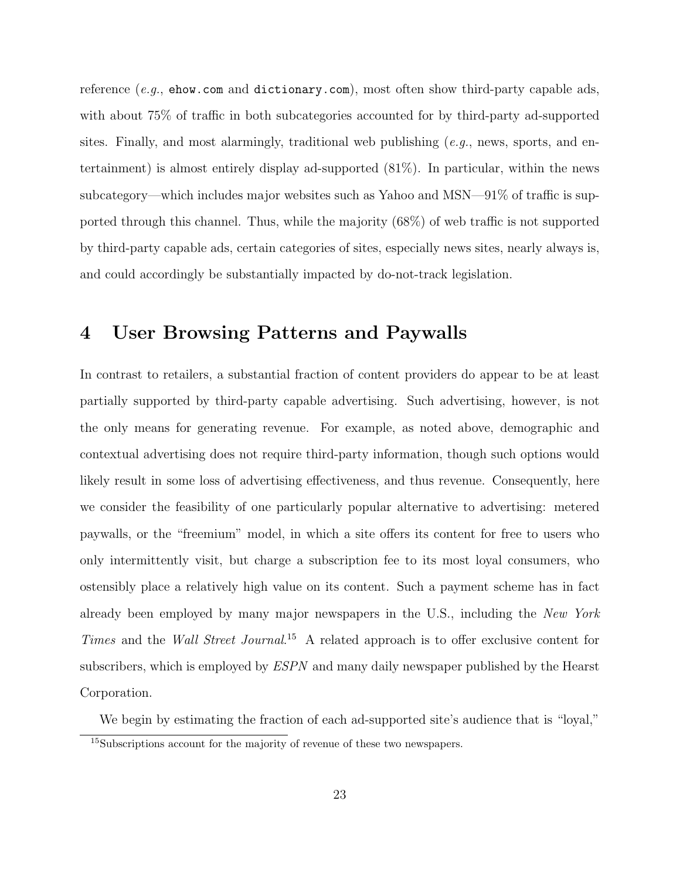reference (*e.g.*, `ehow.com` and `dictionary.com`), most often show third-party capable ads, with about 75% of traffic in both subcategories accounted for by third-party ad-supported sites. Finally, and most alarmingly, traditional web publishing (*e.g.*, news, sports, and entertainment) is almost entirely display ad-supported (81%). In particular, within the news subcategory—which includes major websites such as Yahoo and MSN—91% of traffic is supported through this channel. Thus, while the majority (68%) of web traffic is not supported by third-party capable ads, certain categories of sites, especially news sites, nearly always is, and could accordingly be substantially impacted by do-not-track legislation.

## 4 User Browsing Patterns and Paywalls

In contrast to retailers, a substantial fraction of content providers do appear to be at least partially supported by third-party capable advertising. Such advertising, however, is not the only means for generating revenue. For example, as noted above, demographic and contextual advertising does not require third-party information, though such options would likely result in some loss of advertising effectiveness, and thus revenue. Consequently, here we consider the feasibility of one particularly popular alternative to advertising: metered paywalls, or the "freemium" model, in which a site offers its content for free to users who only intermittently visit, but charge a subscription fee to its most loyal consumers, who ostensibly place a relatively high value on its content. Such a payment scheme has in fact already been employed by many major newspapers in the U.S., including the *New York Times* and the *Wall Street Journal*.[15] A related approach is to offer exclusive content for subscribers, which is employed by *ESPN* and many daily newspaper published by the Hearst Corporation.

We begin by estimating the fraction of each ad-supported site's audience that is "loyal,"

[15] Subscriptions account for the majority of revenue of these two newspapers.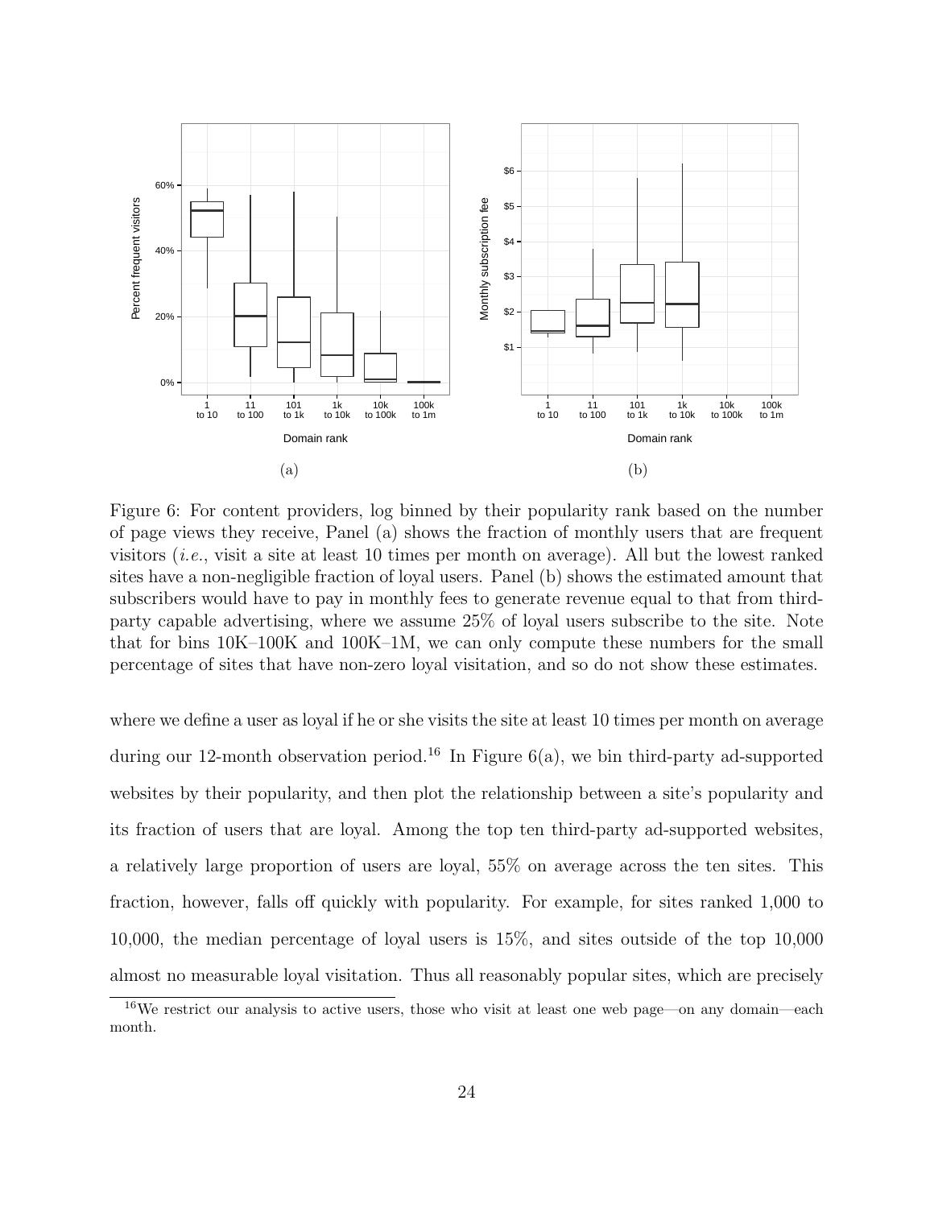Figure 6: For content providers, log binned by their popularity rank based on the number of page views they receive, Panel (a) shows the fraction of monthly users that are frequent visitors (*i.e.*, visit a site at least 10 times per month on average). All but the lowest ranked sites have a non-negligible fraction of loyal users. Panel (b) shows the estimated amount that subscribers would have to pay in monthly fees to generate revenue equal to that from third-party capable advertising, where we assume 25% of loyal users subscribe to the site. Note that for bins 10K–100K and 100K–1M, we can only compute these numbers for the small percentage of sites that have non-zero loyal visitation, and so do not show these estimates.

where we define a user as loyal if he or she visits the site at least 10 times per month on average during our 12-month observation period.[16] In Figure 6(a), we bin third-party ad-supported websites by their popularity, and then plot the relationship between a site's popularity and its fraction of users that are loyal. Among the top ten third-party ad-supported websites, a relatively large proportion of users are loyal, 55% on average across the ten sites. This fraction, however, falls off quickly with popularity. For example, for sites ranked 1,000 to 10,000, the median percentage of loyal users is 15%, and sites outside of the top 10,000 almost no measurable loyal visitation. Thus all reasonably popular sites, which are precisely

[16] We restrict our analysis to active users, those who visit at least one web page—on any domain—each month.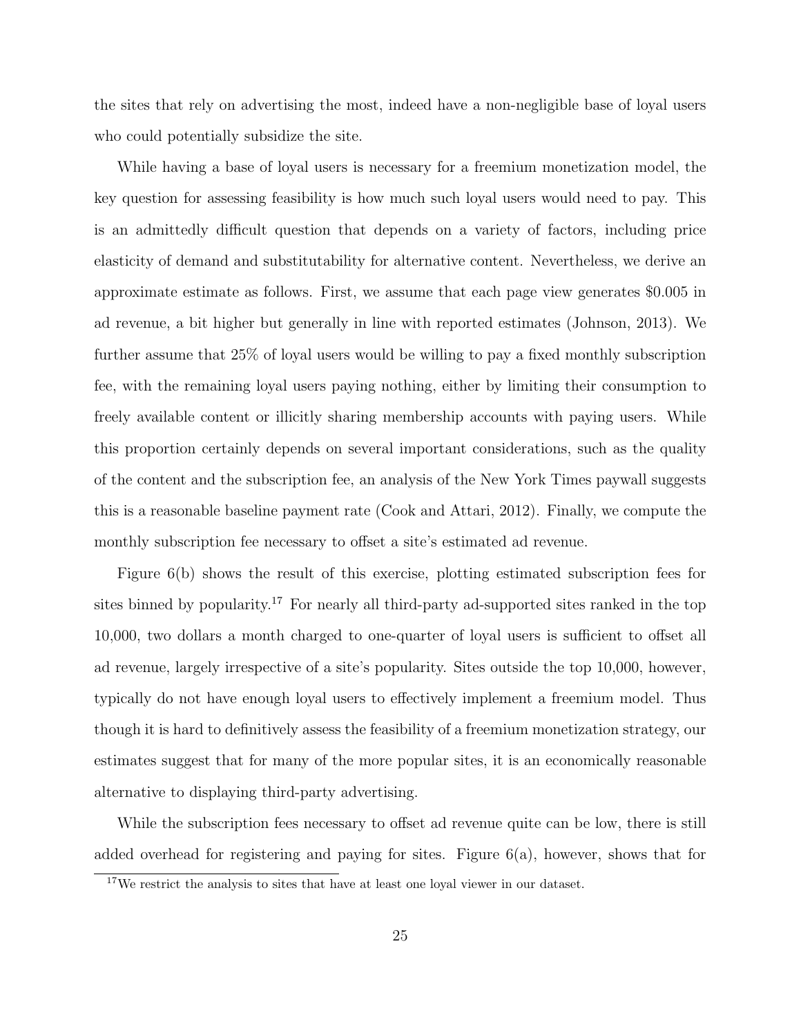the sites that rely on advertising the most, indeed have a non-negligible base of loyal users who could potentially subsidize the site.

While having a base of loyal users is necessary for a freemium monetization model, the key question for assessing feasibility is how much such loyal users would need to pay. This is an admittedly difficult question that depends on a variety of factors, including price elasticity of demand and substitutability for alternative content. Nevertheless, we derive an approximate estimate as follows. First, we assume that each page view generates $0.005 in ad revenue, a bit higher but generally in line with reported estimates (Johnson, 2013). We further assume that 25% of loyal users would be willing to pay a fixed monthly subscription fee, with the remaining loyal users paying nothing, either by limiting their consumption to freely available content or illicitly sharing membership accounts with paying users. While this proportion certainly depends on several important considerations, such as the quality of the content and the subscription fee, an analysis of the New York Times paywall suggests this is a reasonable baseline payment rate (Cook and Attari, 2012). Finally, we compute the monthly subscription fee necessary to offset a site's estimated ad revenue.

Figure 6(b) shows the result of this exercise, plotting estimated subscription fees for sites binned by popularity.[17] For nearly all third-party ad-supported sites ranked in the top 10,000, two dollars a month charged to one-quarter of loyal users is sufficient to offset all ad revenue, largely irrespective of a site's popularity. Sites outside the top 10,000, however, typically do not have enough loyal users to effectively implement a freemium model. Thus though it is hard to definitively assess the feasibility of a freemium monetization strategy, our estimates suggest that for many of the more popular sites, it is an economically reasonable alternative to displaying third-party advertising.

While the subscription fees necessary to offset ad revenue quite can be low, there is still added overhead for registering and paying for sites. Figure 6(a), however, shows that for

[17] We restrict the analysis to sites that have at least one loyal viewer in our dataset.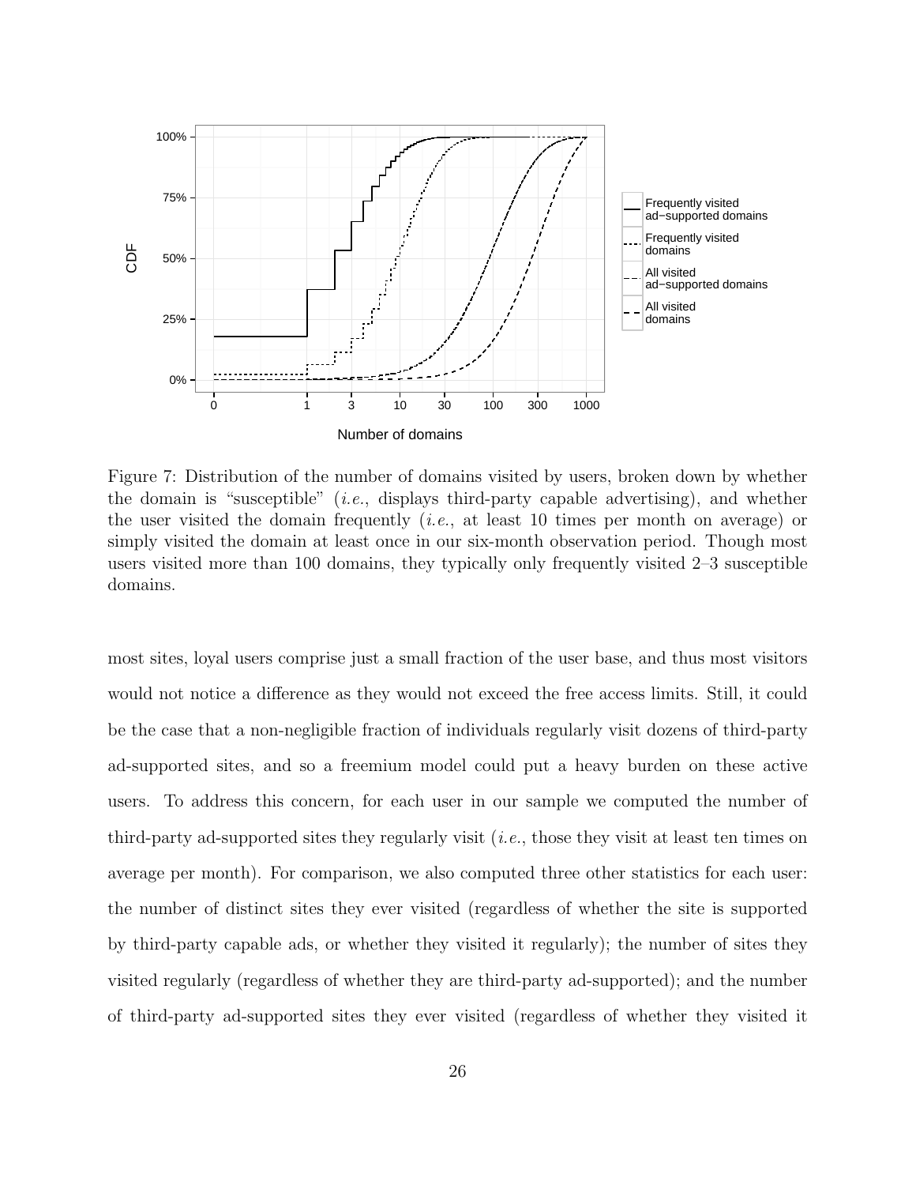Figure 7: Distribution of the number of domains visited by users, broken down by whether the domain is "susceptible" (*i.e.*, displays third-party capable advertising), and whether the user visited the domain frequently (*i.e.*, at least 10 times per month on average) or simply visited the domain at least once in our six-month observation period. Though most users visited more than 100 domains, they typically only frequently visited 2–3 susceptible domains.

most sites, loyal users comprise just a small fraction of the user base, and thus most visitors would not notice a difference as they would not exceed the free access limits. Still, it could be the case that a non-negligible fraction of individuals regularly visit dozens of third-party ad-supported sites, and so a freemium model could put a heavy burden on these active users. To address this concern, for each user in our sample we computed the number of third-party ad-supported sites they regularly visit (*i.e.*, those they visit at least ten times on average per month). For comparison, we also computed three other statistics for each user: the number of distinct sites they ever visited (regardless of whether the site is supported by third-party capable ads, or whether they visited it regularly); the number of sites they visited regularly (regardless of whether they are third-party ad-supported); and the number of third-party ad-supported sites they ever visited (regardless of whether they visited it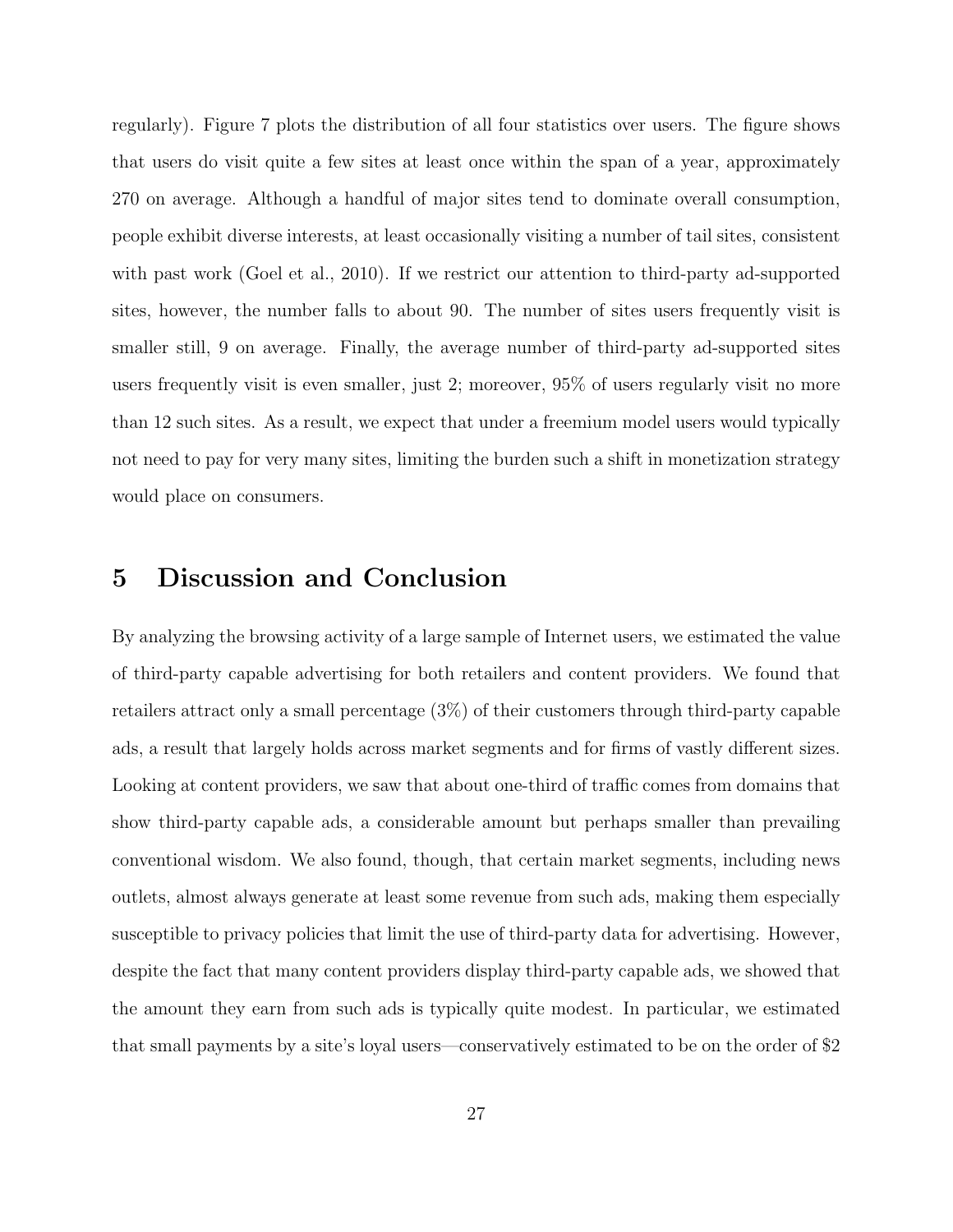regularly). Figure 7 plots the distribution of all four statistics over users. The figure shows that users do visit quite a few sites at least once within the span of a year, approximately 270 on average. Although a handful of major sites tend to dominate overall consumption, people exhibit diverse interests, at least occasionally visiting a number of tail sites, consistent with past work (Goel et al., 2010). If we restrict our attention to third-party ad-supported sites, however, the number falls to about 90. The number of sites users frequently visit is smaller still, 9 on average. Finally, the average number of third-party ad-supported sites users frequently visit is even smaller, just 2; moreover, 95% of users regularly visit no more than 12 such sites. As a result, we expect that under a freemium model users would typically not need to pay for very many sites, limiting the burden such a shift in monetization strategy would place on consumers.

# 5 Discussion and Conclusion

By analyzing the browsing activity of a large sample of Internet users, we estimated the value of third-party capable advertising for both retailers and content providers. We found that retailers attract only a small percentage (3%) of their customers through third-party capable ads, a result that largely holds across market segments and for firms of vastly different sizes. Looking at content providers, we saw that about one-third of traffic comes from domains that show third-party capable ads, a considerable amount but perhaps smaller than prevailing conventional wisdom. We also found, though, that certain market segments, including news outlets, almost always generate at least some revenue from such ads, making them especially susceptible to privacy policies that limit the use of third-party data for advertising. However, despite the fact that many content providers display third-party capable ads, we showed that the amount they earn from such ads is typically quite modest. In particular, we estimated that small payments by a site's loyal users—conservatively estimated to be on the order of $2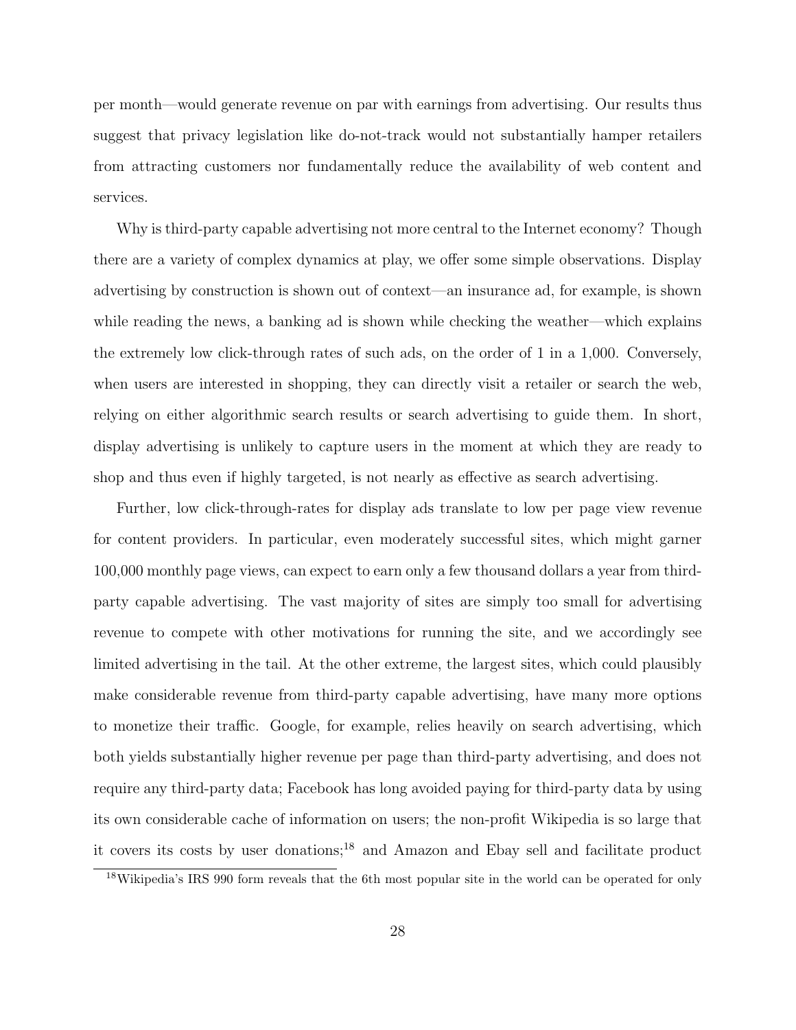per month—would generate revenue on par with earnings from advertising. Our results thus suggest that privacy legislation like do-not-track would not substantially hamper retailers from attracting customers nor fundamentally reduce the availability of web content and services.

Why is third-party capable advertising not more central to the Internet economy? Though there are a variety of complex dynamics at play, we offer some simple observations. Display advertising by construction is shown out of context—an insurance ad, for example, is shown while reading the news, a banking ad is shown while checking the weather—which explains the extremely low click-through rates of such ads, on the order of 1 in a 1,000. Conversely, when users are interested in shopping, they can directly visit a retailer or search the web, relying on either algorithmic search results or search advertising to guide them. In short, display advertising is unlikely to capture users in the moment at which they are ready to shop and thus even if highly targeted, is not nearly as effective as search advertising.

Further, low click-through-rates for display ads translate to low per page view revenue for content providers. In particular, even moderately successful sites, which might garner 100,000 monthly page views, can expect to earn only a few thousand dollars a year from third-party capable advertising. The vast majority of sites are simply too small for advertising revenue to compete with other motivations for running the site, and we accordingly see limited advertising in the tail. At the other extreme, the largest sites, which could plausibly make considerable revenue from third-party capable advertising, have many more options to monetize their traffic. Google, for example, relies heavily on search advertising, which both yields substantially higher revenue per page than third-party advertising, and does not require any third-party data; Facebook has long avoided paying for third-party data by using its own considerable cache of information on users; the non-profit Wikipedia is so large that it covers its costs by user donations;[18] and Amazon and Ebay sell and facilitate product

[18]Wikipedia's IRS 990 form reveals that the 6th most popular site in the world can be operated for only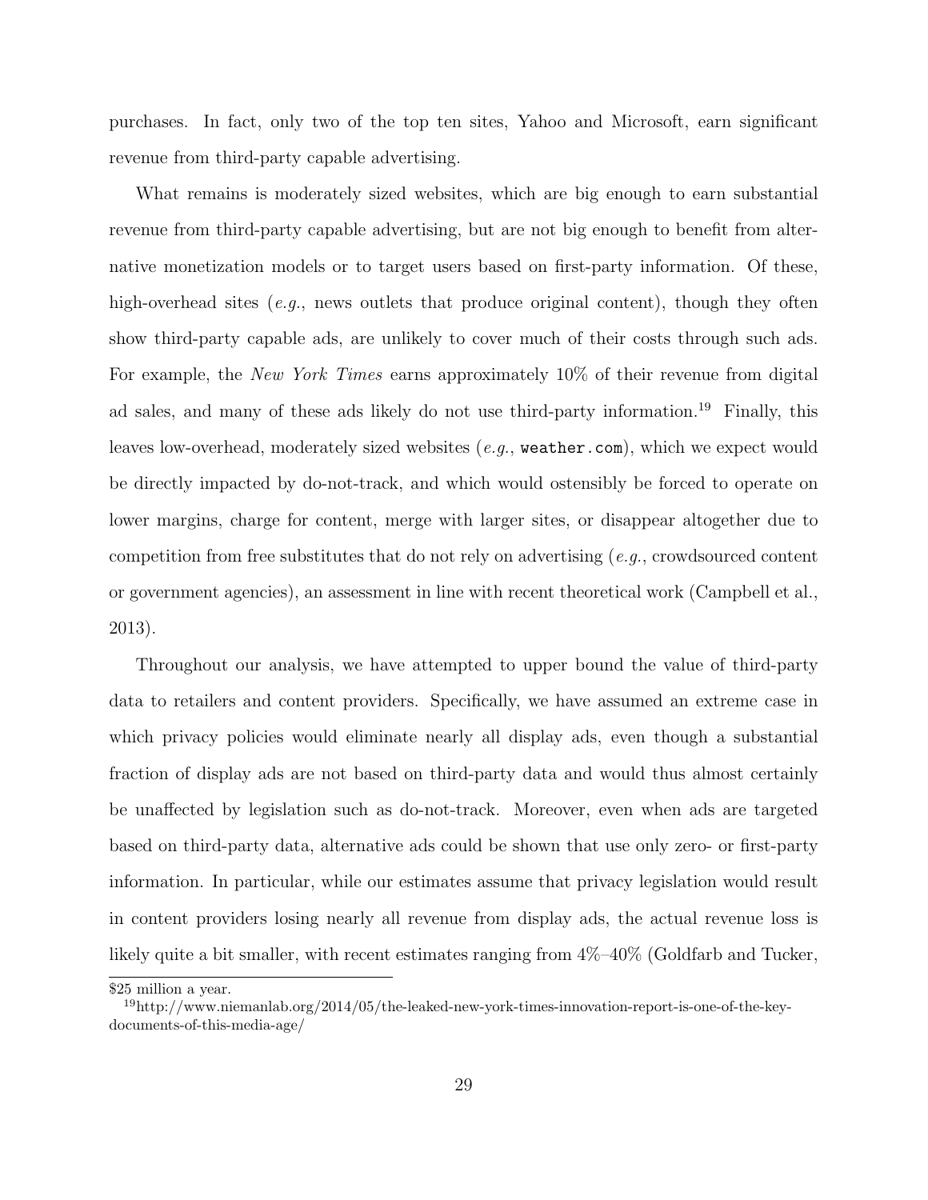purchases. In fact, only two of the top ten sites, Yahoo and Microsoft, earn significant revenue from third-party capable advertising.

What remains is moderately sized websites, which are big enough to earn substantial revenue from third-party capable advertising, but are not big enough to benefit from alternative monetization models or to target users based on first-party information. Of these, high-overhead sites (*e.g.*, news outlets that produce original content), though they often show third-party capable ads, are unlikely to cover much of their costs through such ads. For example, the *New York Times* earns approximately 10% of their revenue from digital ad sales, and many of these ads likely do not use third-party information.[19] Finally, this leaves low-overhead, moderately sized websites (*e.g.*, `weather.com`), which we expect would be directly impacted by do-not-track, and which would ostensibly be forced to operate on lower margins, charge for content, merge with larger sites, or disappear altogether due to competition from free substitutes that do not rely on advertising (*e.g.*, crowdsourced content or government agencies), an assessment in line with recent theoretical work (Campbell et al., 2013).

Throughout our analysis, we have attempted to upper bound the value of third-party data to retailers and content providers. Specifically, we have assumed an extreme case in which privacy policies would eliminate nearly all display ads, even though a substantial fraction of display ads are not based on third-party data and would thus almost certainly be unaffected by legislation such as do-not-track. Moreover, even when ads are targeted based on third-party data, alternative ads could be shown that use only zero- or first-party information. In particular, while our estimates assume that privacy legislation would result in content providers losing nearly all revenue from display ads, the actual revenue loss is likely quite a bit smaller, with recent estimates ranging from 4%–40% (Goldfarb and Tucker,

---

$25 million a year.

[19] http://www.niemanlab.org/2014/05/the-leaked-new-york-times-innovation-report-is-one-of-the-key-documents-of-this-media-age/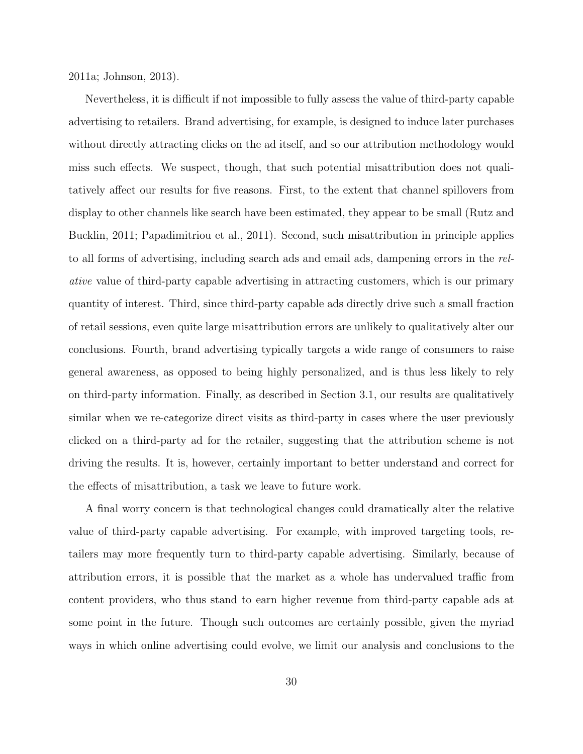2011a; Johnson, 2013).

Nevertheless, it is difficult if not impossible to fully assess the value of third-party capable advertising to retailers. Brand advertising, for example, is designed to induce later purchases without directly attracting clicks on the ad itself, and so our attribution methodology would miss such effects. We suspect, though, that such potential misattribution does not qualitatively affect our results for five reasons. First, to the extent that channel spillovers from display to other channels like search have been estimated, they appear to be small (Rutz and Bucklin, 2011; Papadimitriou et al., 2011). Second, such misattribution in principle applies to all forms of advertising, including search ads and email ads, dampening errors in the *relative* value of third-party capable advertising in attracting customers, which is our primary quantity of interest. Third, since third-party capable ads directly drive such a small fraction of retail sessions, even quite large misattribution errors are unlikely to qualitatively alter our conclusions. Fourth, brand advertising typically targets a wide range of consumers to raise general awareness, as opposed to being highly personalized, and is thus less likely to rely on third-party information. Finally, as described in Section 3.1, our results are qualitatively similar when we re-categorize direct visits as third-party in cases where the user previously clicked on a third-party ad for the retailer, suggesting that the attribution scheme is not driving the results. It is, however, certainly important to better understand and correct for the effects of misattribution, a task we leave to future work.

A final worry concern is that technological changes could dramatically alter the relative value of third-party capable advertising. For example, with improved targeting tools, retailers may more frequently turn to third-party capable advertising. Similarly, because of attribution errors, it is possible that the market as a whole has undervalued traffic from content providers, who thus stand to earn higher revenue from third-party capable ads at some point in the future. Though such outcomes are certainly possible, given the myriad ways in which online advertising could evolve, we limit our analysis and conclusions to the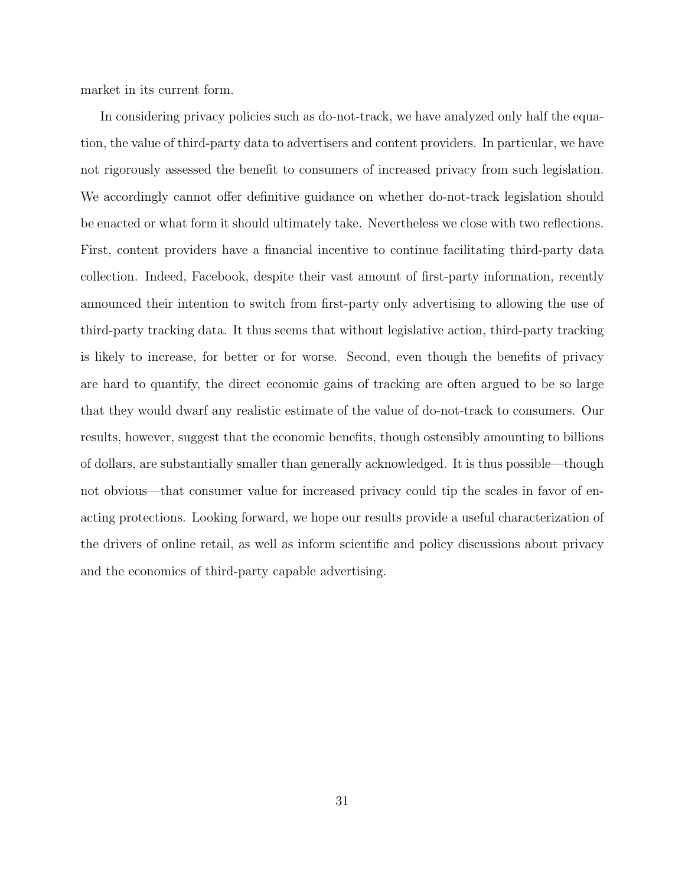market in its current form.

In considering privacy policies such as do-not-track, we have analyzed only half the equation, the value of third-party data to advertisers and content providers. In particular, we have not rigorously assessed the benefit to consumers of increased privacy from such legislation. We accordingly cannot offer definitive guidance on whether do-not-track legislation should be enacted or what form it should ultimately take. Nevertheless we close with two reflections. First, content providers have a financial incentive to continue facilitating third-party data collection. Indeed, Facebook, despite their vast amount of first-party information, recently announced their intention to switch from first-party only advertising to allowing the use of third-party tracking data. It thus seems that without legislative action, third-party tracking is likely to increase, for better or for worse. Second, even though the benefits of privacy are hard to quantify, the direct economic gains of tracking are often argued to be so large that they would dwarf any realistic estimate of the value of do-not-track to consumers. Our results, however, suggest that the economic benefits, though ostensibly amounting to billions of dollars, are substantially smaller than generally acknowledged. It is thus possible—though not obvious—that consumer value for increased privacy could tip the scales in favor of enacting protections. Looking forward, we hope our results provide a useful characterization of the drivers of online retail, as well as inform scientific and policy discussions about privacy and the economics of third-party capable advertising.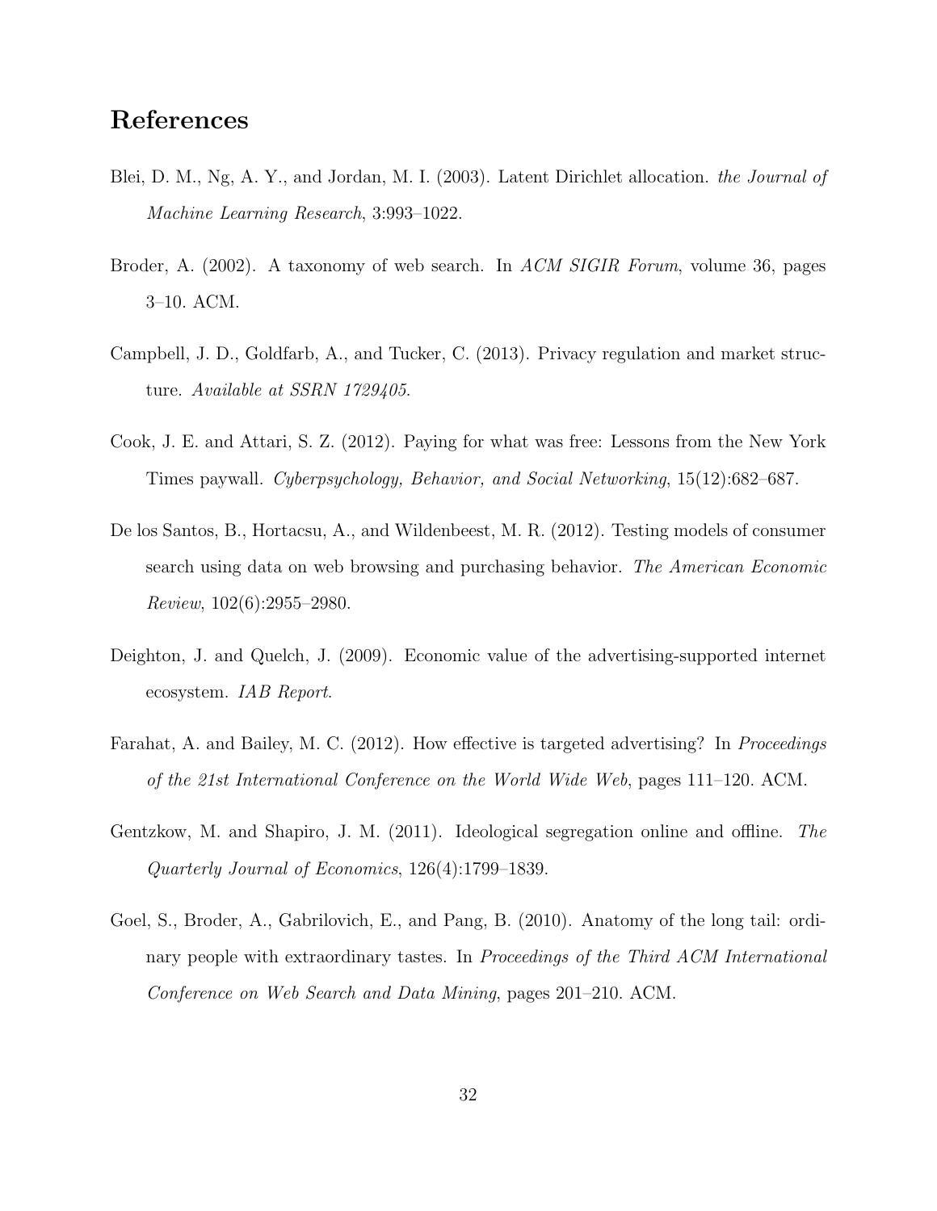# References

Blei, D. M., Ng, A. Y., and Jordan, M. I. (2003). Latent Dirichlet allocation. *the Journal of Machine Learning Research*, 3:993–1022.

Broder, A. (2002). A taxonomy of web search. In *ACM SIGIR Forum*, volume 36, pages 3–10. ACM.

Campbell, J. D., Goldfarb, A., and Tucker, C. (2013). Privacy regulation and market structure. *Available at SSRN 1729405*.

Cook, J. E. and Attari, S. Z. (2012). Paying for what was free: Lessons from the New York Times paywall. *Cyberpsychology, Behavior, and Social Networking*, 15(12):682–687.

De los Santos, B., Hortacsu, A., and Wildenbeest, M. R. (2012). Testing models of consumer search using data on web browsing and purchasing behavior. *The American Economic Review*, 102(6):2955–2980.

Deighton, J. and Quelch, J. (2009). Economic value of the advertising-supported internet ecosystem. *IAB Report*.

Farahat, A. and Bailey, M. C. (2012). How effective is targeted advertising? In *Proceedings of the 21st International Conference on the World Wide Web*, pages 111–120. ACM.

Gentzkow, M. and Shapiro, J. M. (2011). Ideological segregation online and offline. *The Quarterly Journal of Economics*, 126(4):1799–1839.

Goel, S., Broder, A., Gabrilovich, E., and Pang, B. (2010). Anatomy of the long tail: ordinary people with extraordinary tastes. In *Proceedings of the Third ACM International Conference on Web Search and Data Mining*, pages 201–210. ACM.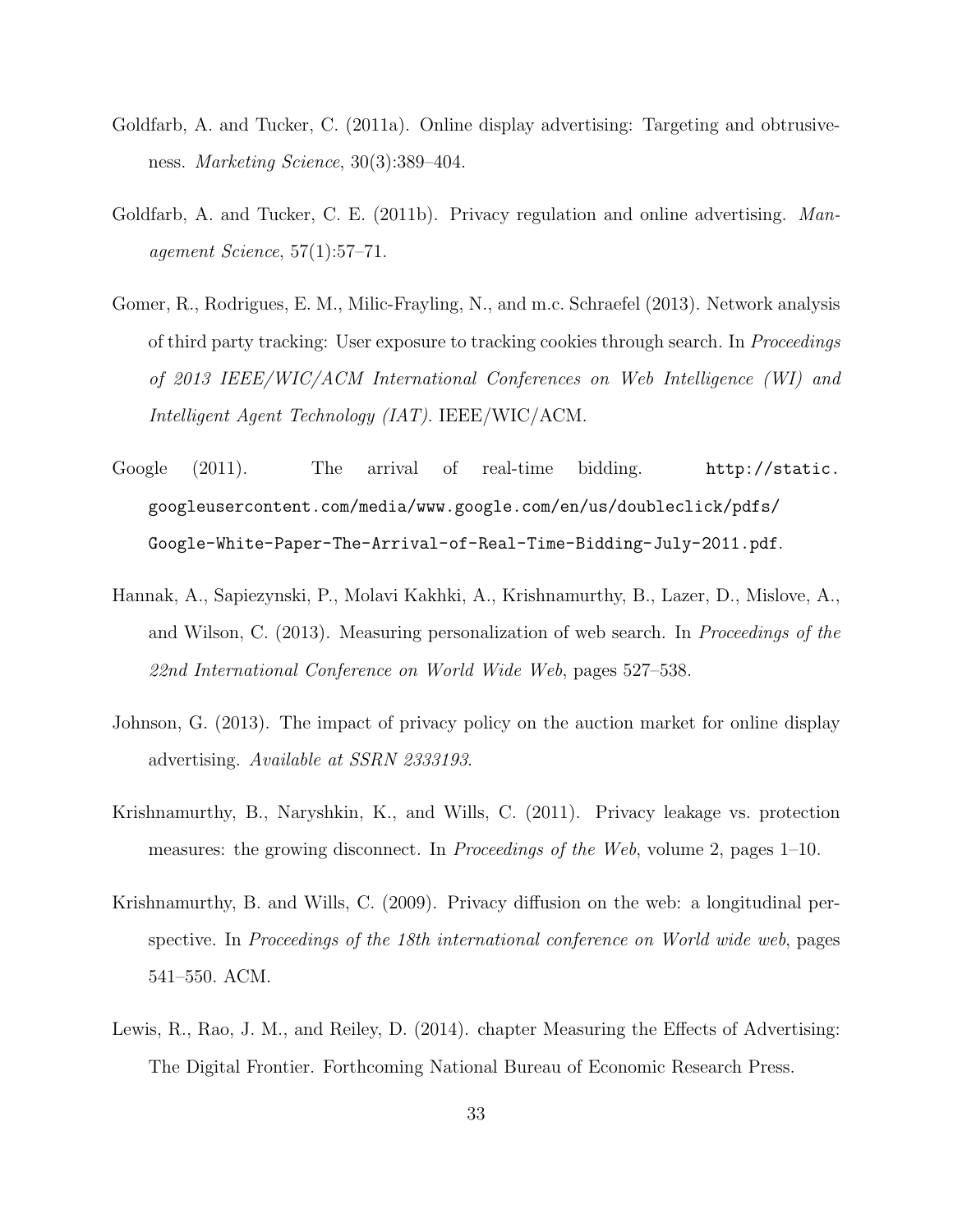Goldfarb, A. and Tucker, C. (2011a). Online display advertising: Targeting and obtrusiveness. *Marketing Science*, 30(3):389–404.

Goldfarb, A. and Tucker, C. E. (2011b). Privacy regulation and online advertising. *Management Science*, 57(1):57–71.

Gomer, R., Rodrigues, E. M., Milic-Frayling, N., and m.c. Schraefel (2013). Network analysis of third party tracking: User exposure to tracking cookies through search. In *Proceedings of 2013 IEEE/WIC/ACM International Conferences on Web Intelligence (WI) and Intelligent Agent Technology (IAT)*. IEEE/WIC/ACM.

Google (2011). The arrival of real-time bidding. `http://static.googleusercontent.com/media/www.google.com/en/us/doubleclick/pdfs/Google-White-Paper-The-Arrival-of-Real-Time-Bidding-July-2011.pdf`.

Hannak, A., Sapiezynski, P., Molavi Kakhki, A., Krishnamurthy, B., Lazer, D., Mislove, A., and Wilson, C. (2013). Measuring personalization of web search. In *Proceedings of the 22nd International Conference on World Wide Web*, pages 527–538.

Johnson, G. (2013). The impact of privacy policy on the auction market for online display advertising. *Available at SSRN 2333193*.

Krishnamurthy, B., Naryshkin, K., and Wills, C. (2011). Privacy leakage vs. protection measures: the growing disconnect. In *Proceedings of the Web*, volume 2, pages 1–10.

Krishnamurthy, B. and Wills, C. (2009). Privacy diffusion on the web: a longitudinal perspective. In *Proceedings of the 18th international conference on World wide web*, pages 541–550. ACM.

Lewis, R., Rao, J. M., and Reiley, D. (2014). chapter Measuring the Effects of Advertising: The Digital Frontier. Forthcoming National Bureau of Economic Research Press.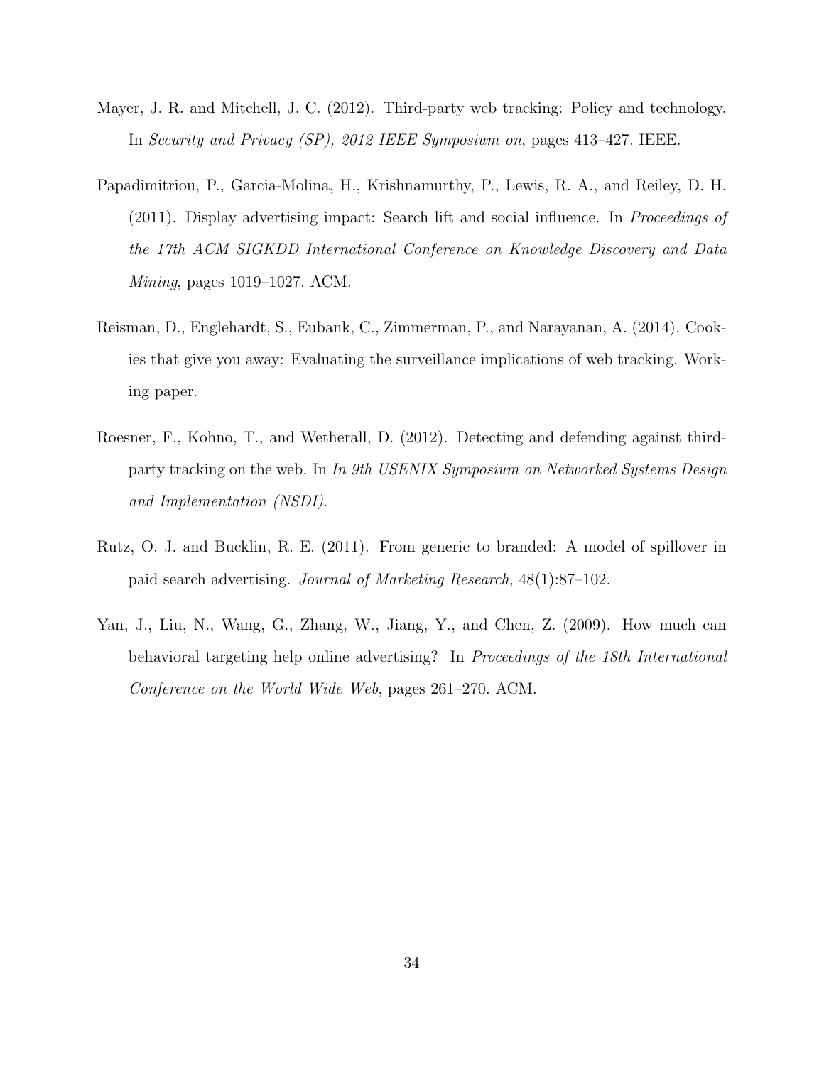Mayer, J. R. and Mitchell, J. C. (2012). Third-party web tracking: Policy and technology. In *Security and Privacy (SP), 2012 IEEE Symposium on*, pages 413–427. IEEE.

Papadimitriou, P., Garcia-Molina, H., Krishnamurthy, P., Lewis, R. A., and Reiley, D. H. (2011). Display advertising impact: Search lift and social influence. In *Proceedings of the 17th ACM SIGKDD International Conference on Knowledge Discovery and Data Mining*, pages 1019–1027. ACM.

Reisman, D., Englehardt, S., Eubank, C., Zimmerman, P., and Narayanan, A. (2014). Cookies that give you away: Evaluating the surveillance implications of web tracking. Working paper.

Roesner, F., Kohno, T., and Wetherall, D. (2012). Detecting and defending against third-party tracking on the web. In *In 9th USENIX Symposium on Networked Systems Design and Implementation (NSDI)*.

Rutz, O. J. and Bucklin, R. E. (2011). From generic to branded: A model of spillover in paid search advertising. *Journal of Marketing Research*, 48(1):87–102.

Yan, J., Liu, N., Wang, G., Zhang, W., Jiang, Y., and Chen, Z. (2009). How much can behavioral targeting help online advertising? In *Proceedings of the 18th International Conference on the World Wide Web*, pages 261–270. ACM.